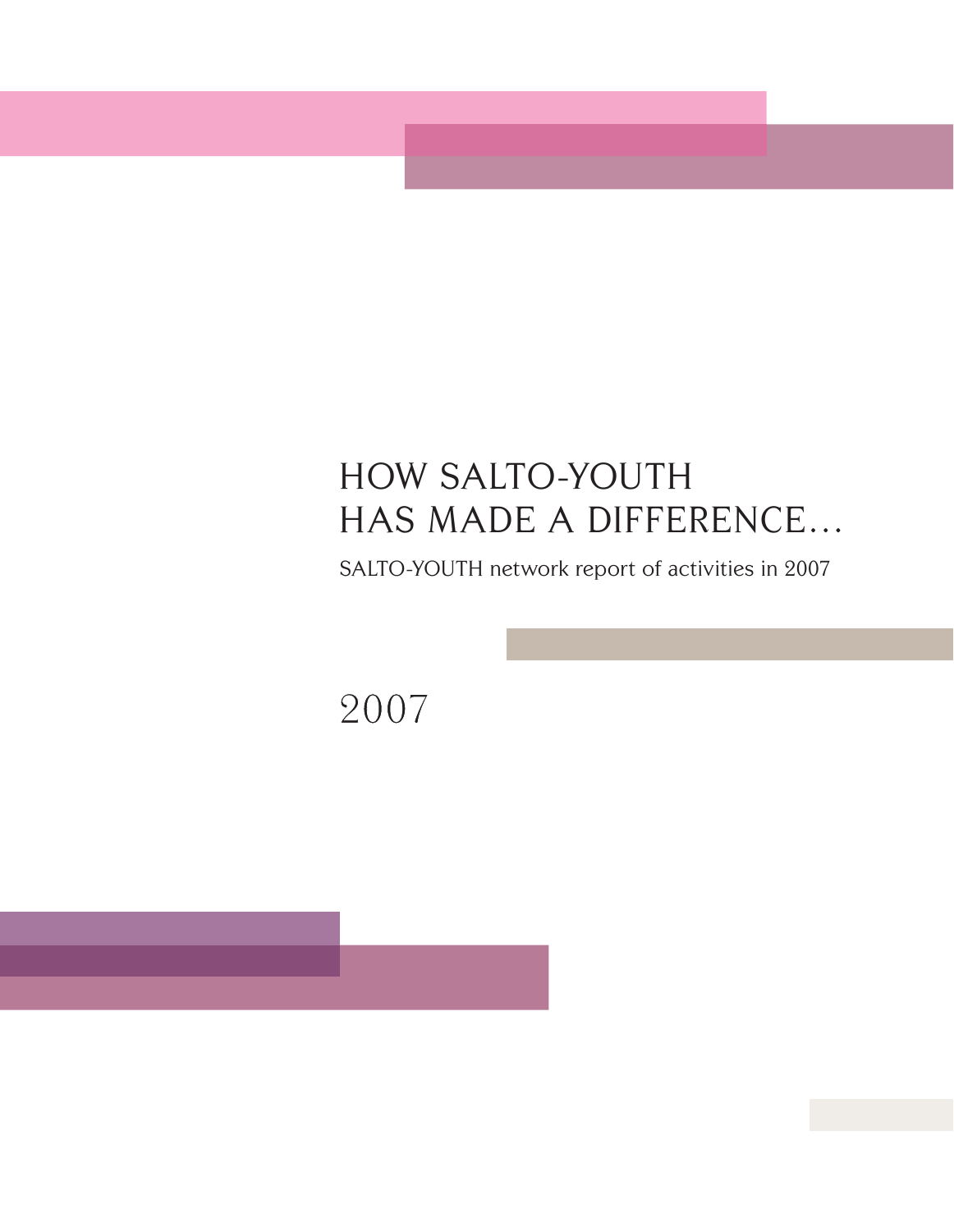# HOW SALTO-YOUTH HAS MADE A DIFFERENCE…

SALTO-YOUTH network report of activities in 2007

2007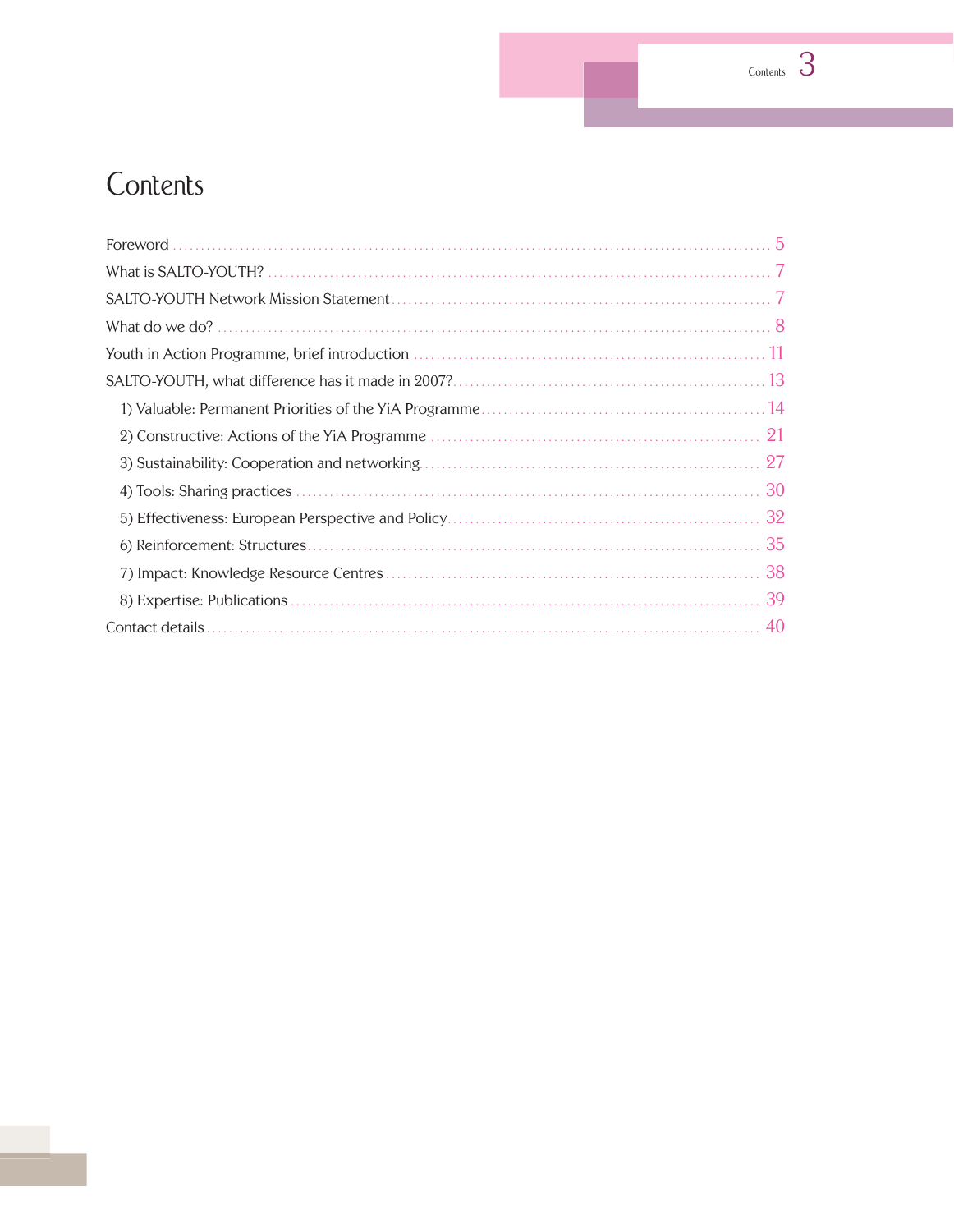# Contents

Foreword ... 5

What is SALTO-YOUTH? ... 7

SALTO-YOUTH Network Mission Statement ... 7

What do we do? ... 8

Youth in Action Programme, brief introduction ... 11

SALTO-YOUTH, what difference has it made in 2007? ... 13

- 1) Valuable: Permanent Priorities of the YiA Programme ... 14
- 2) Constructive: Actions of the YiA Programme ... 21
- 3) Sustainability: Cooperation and networking ... 27
- 4) Tools: Sharing practices ... 30
- 5) Effectiveness: European Perspective and Policy ... 32
- 6) Reinforcement: Structures ... 35
- 7) Impact: Knowledge Resource Centres ... 38
- 8) Expertise: Publications ... 39

Contact details ... 40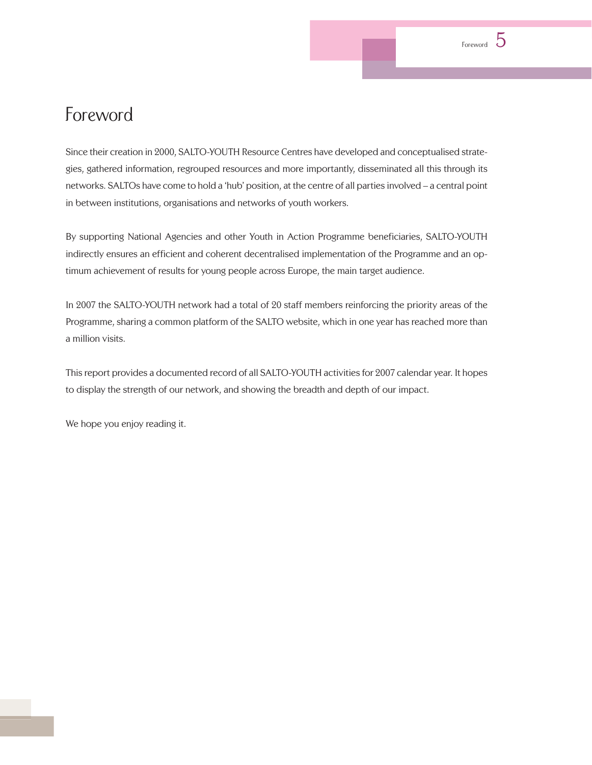# Foreword

Since their creation in 2000, SALTO-YOUTH Resource Centres have developed and conceptualised strategies, gathered information, regrouped resources and more importantly, disseminated all this through its networks. SALTOs have come to hold a 'hub' position, at the centre of all parties involved – a central point in between institutions, organisations and networks of youth workers.

By supporting National Agencies and other Youth in Action Programme beneficiaries, SALTO-YOUTH indirectly ensures an efficient and coherent decentralised implementation of the Programme and an optimum achievement of results for young people across Europe, the main target audience.

In 2007 the SALTO-YOUTH network had a total of 20 staff members reinforcing the priority areas of the Programme, sharing a common platform of the SALTO website, which in one year has reached more than a million visits.

This report provides a documented record of all SALTO-YOUTH activities for 2007 calendar year. It hopes to display the strength of our network, and showing the breadth and depth of our impact.

We hope you enjoy reading it.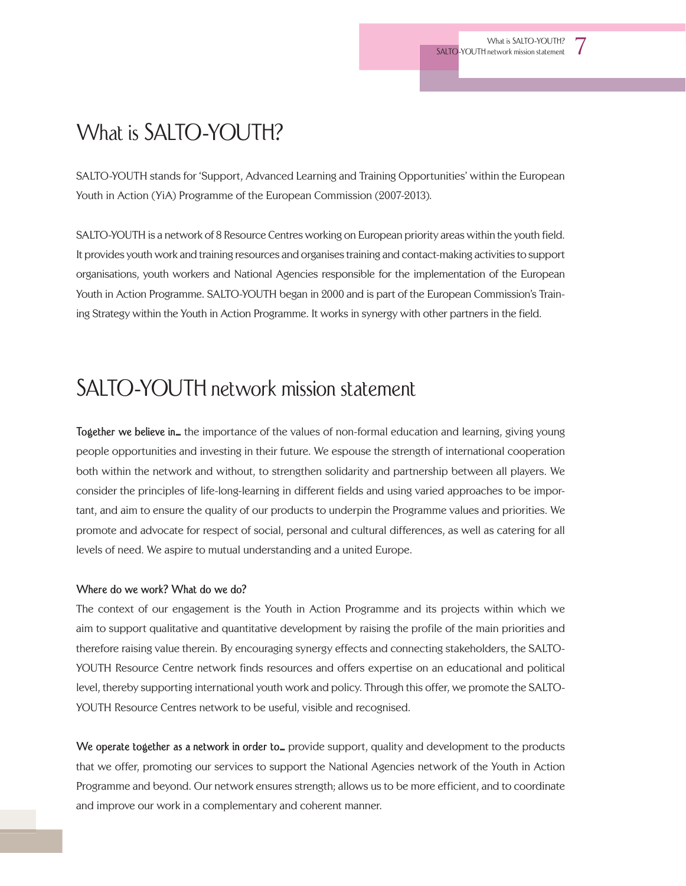# What is SALTO-YOUTH?

SALTO-YOUTH stands for 'Support, Advanced Learning and Training Opportunities' within the European Youth in Action (YiA) Programme of the European Commission (2007-2013).

SALTO-YOUTH is a network of 8 Resource Centres working on European priority areas within the youth field. It provides youth work and training resources and organises training and contact-making activities to support organisations, youth workers and National Agencies responsible for the implementation of the European Youth in Action Programme. SALTO-YOUTH began in 2000 and is part of the European Commission's Training Strategy within the Youth in Action Programme. It works in synergy with other partners in the field.

# SALTO-YOUTH network mission statement

**Together we believe in...** the importance of the values of non-formal education and learning, giving young people opportunities and investing in their future. We espouse the strength of international cooperation both within the network and without, to strengthen solidarity and partnership between all players. We consider the principles of life-long-learning in different fields and using varied approaches to be important, and aim to ensure the quality of our products to underpin the Programme values and priorities. We promote and advocate for respect of social, personal and cultural differences, as well as catering for all levels of need. We aspire to mutual understanding and a united Europe.

**Where do we work? What do we do?**

The context of our engagement is the Youth in Action Programme and its projects within which we aim to support qualitative and quantitative development by raising the profile of the main priorities and therefore raising value therein. By encouraging synergy effects and connecting stakeholders, the SALTO-YOUTH Resource Centre network finds resources and offers expertise on an educational and political level, thereby supporting international youth work and policy. Through this offer, we promote the SALTO-YOUTH Resource Centres network to be useful, visible and recognised.

**We operate together as a network in order to...** provide support, quality and development to the products that we offer, promoting our services to support the National Agencies network of the Youth in Action Programme and beyond. Our network ensures strength; allows us to be more efficient, and to coordinate and improve our work in a complementary and coherent manner.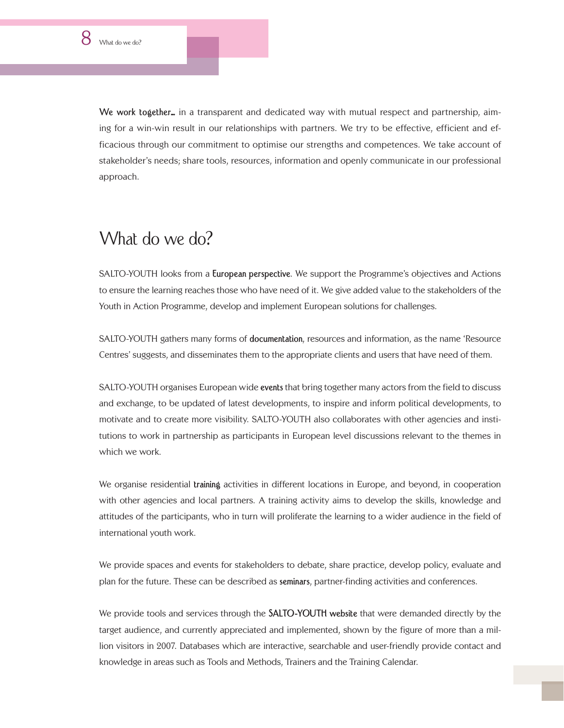**We work together…** in a transparent and dedicated way with mutual respect and partnership, aiming for a win-win result in our relationships with partners. We try to be effective, efficient and efficacious through our commitment to optimise our strengths and competences. We take account of stakeholder's needs; share tools, resources, information and openly communicate in our professional approach.

## What do we do?

SALTO-YOUTH looks from a **European perspective**. We support the Programme's objectives and Actions to ensure the learning reaches those who have need of it. We give added value to the stakeholders of the Youth in Action Programme, develop and implement European solutions for challenges.

SALTO-YOUTH gathers many forms of **documentation**, resources and information, as the name 'Resource Centres' suggests, and disseminates them to the appropriate clients and users that have need of them.

SALTO-YOUTH organises European wide **events** that bring together many actors from the field to discuss and exchange, to be updated of latest developments, to inspire and inform political developments, to motivate and to create more visibility. SALTO-YOUTH also collaborates with other agencies and institutions to work in partnership as participants in European level discussions relevant to the themes in which we work.

We organise residential **training** activities in different locations in Europe, and beyond, in cooperation with other agencies and local partners. A training activity aims to develop the skills, knowledge and attitudes of the participants, who in turn will proliferate the learning to a wider audience in the field of international youth work.

We provide spaces and events for stakeholders to debate, share practice, develop policy, evaluate and plan for the future. These can be described as **seminars**, partner-finding activities and conferences.

We provide tools and services through the **SALTO-YOUTH website** that were demanded directly by the target audience, and currently appreciated and implemented, shown by the figure of more than a million visitors in 2007. Databases which are interactive, searchable and user-friendly provide contact and knowledge in areas such as Tools and Methods, Trainers and the Training Calendar.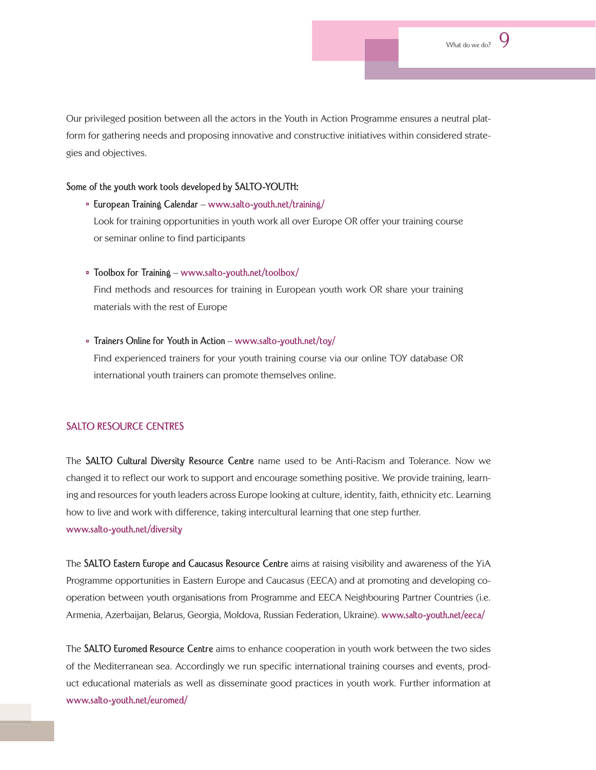Our privileged position between all the actors in the Youth in Action Programme ensures a neutral platform for gathering needs and proposing innovative and constructive initiatives within considered strategies and objectives.

**Some of the youth work tools developed by SALTO-YOUTH:**

- **European Training Calendar** – www.salto-youth.net/training/
  Look for training opportunities in youth work all over Europe OR offer your training course or seminar online to find participants

- **Toolbox for Training** – www.salto-youth.net/toolbox/
  Find methods and resources for training in European youth work OR share your training materials with the rest of Europe

- **Trainers Online for Youth in Action** – www.salto-youth.net/toy/
  Find experienced trainers for your youth training course via our online TOY database OR international youth trainers can promote themselves online.

## SALTO RESOURCE CENTRES

The **SALTO Cultural Diversity Resource Centre** name used to be Anti-Racism and Tolerance. Now we changed it to reflect our work to support and encourage something positive. We provide training, learning and resources for youth leaders across Europe looking at culture, identity, faith, ethnicity etc. Learning how to live and work with difference, taking intercultural learning that one step further.
www.salto-youth.net/diversity

The **SALTO Eastern Europe and Caucasus Resource Centre** aims at raising visibility and awareness of the YiA Programme opportunities in Eastern Europe and Caucasus (EECA) and at promoting and developing co-operation between youth organisations from Programme and EECA Neighbouring Partner Countries (i.e. Armenia, Azerbaijan, Belarus, Georgia, Moldova, Russian Federation, Ukraine). www.salto-youth.net/eeca/

The **SALTO Euromed Resource Centre** aims to enhance cooperation in youth work between the two sides of the Mediterranean sea. Accordingly we run specific international training courses and events, product educational materials as well as disseminate good practices in youth work. Further information at www.salto-youth.net/euromed/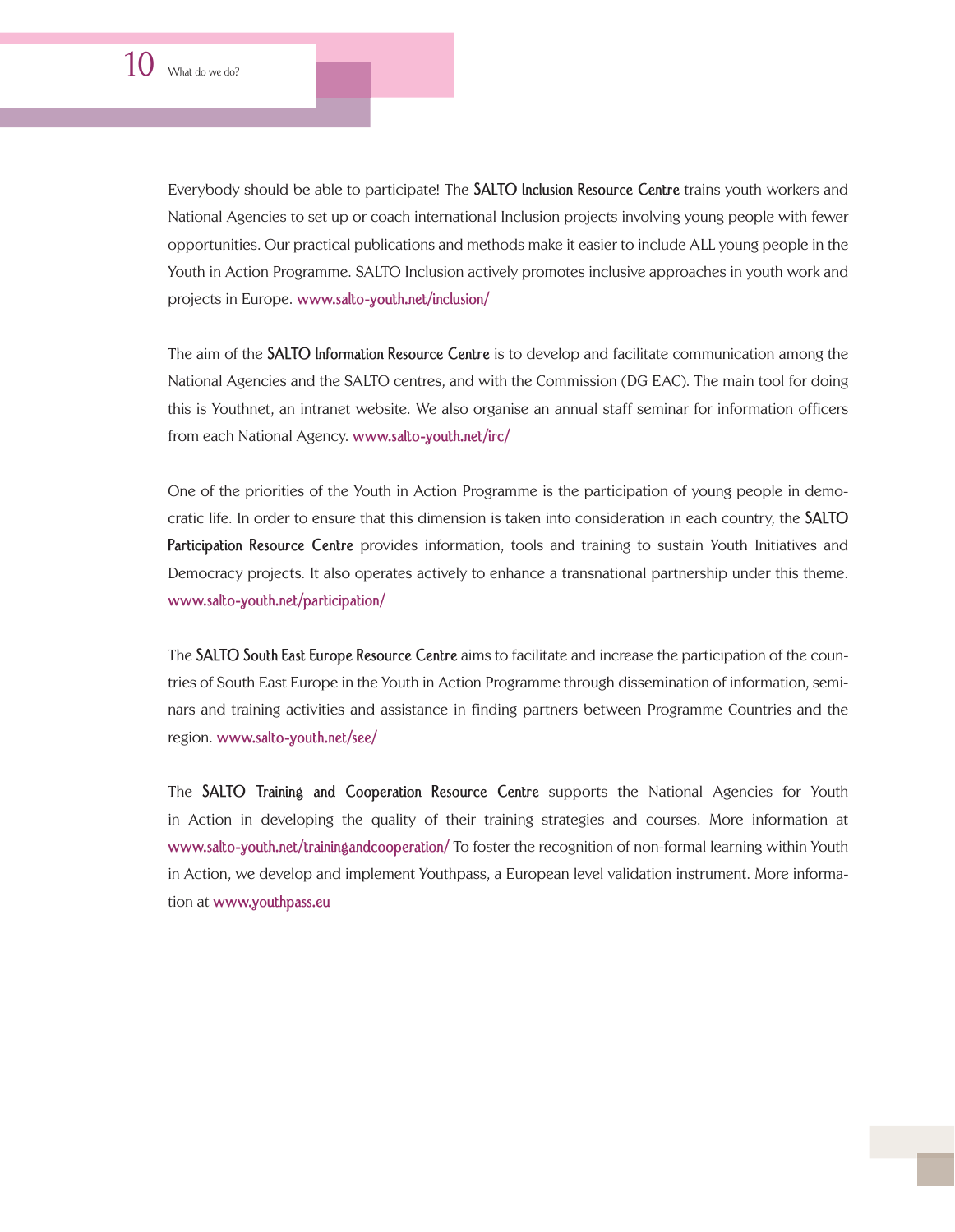Everybody should be able to participate! The **SALTO Inclusion Resource Centre** trains youth workers and National Agencies to set up or coach international Inclusion projects involving young people with fewer opportunities. Our practical publications and methods make it easier to include ALL young people in the Youth in Action Programme. SALTO Inclusion actively promotes inclusive approaches in youth work and projects in Europe. www.salto-youth.net/inclusion/

The aim of the **SALTO Information Resource Centre** is to develop and facilitate communication among the National Agencies and the SALTO centres, and with the Commission (DG EAC). The main tool for doing this is Youthnet, an intranet website. We also organise an annual staff seminar for information officers from each National Agency. www.salto-youth.net/irc/

One of the priorities of the Youth in Action Programme is the participation of young people in democratic life. In order to ensure that this dimension is taken into consideration in each country, the **SALTO Participation Resource Centre** provides information, tools and training to sustain Youth Initiatives and Democracy projects. It also operates actively to enhance a transnational partnership under this theme. www.salto-youth.net/participation/

The **SALTO South East Europe Resource Centre** aims to facilitate and increase the participation of the countries of South East Europe in the Youth in Action Programme through dissemination of information, seminars and training activities and assistance in finding partners between Programme Countries and the region. www.salto-youth.net/see/

The **SALTO Training and Cooperation Resource Centre** supports the National Agencies for Youth in Action in developing the quality of their training strategies and courses. More information at www.salto-youth.net/trainingandcooperation/ To foster the recognition of non-formal learning within Youth in Action, we develop and implement Youthpass, a European level validation instrument. More information at www.youthpass.eu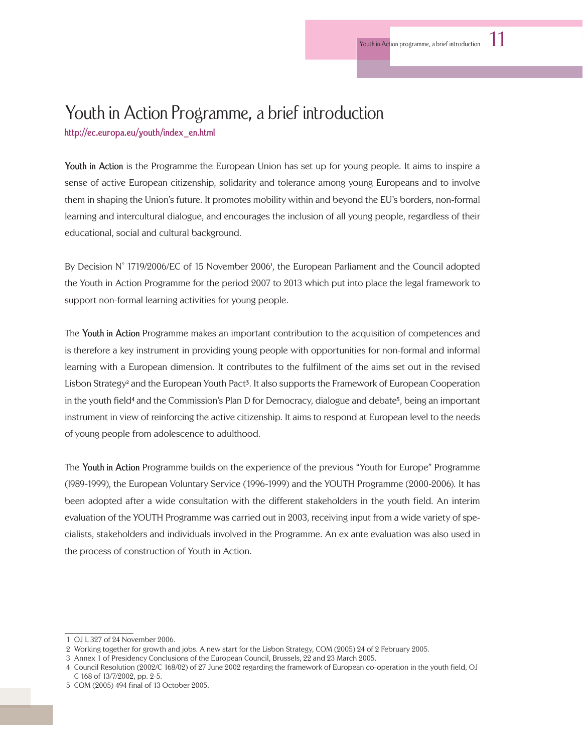# Youth in Action Programme, a brief introduction

http://ec.europa.eu/youth/index_en.html

**Youth in Action** is the Programme the European Union has set up for young people. It aims to inspire a sense of active European citizenship, solidarity and tolerance among young Europeans and to involve them in shaping the Union's future. It promotes mobility within and beyond the EU's borders, non-formal learning and intercultural dialogue, and encourages the inclusion of all young people, regardless of their educational, social and cultural background.

By Decision N° 1719/2006/EC of 15 November 2006[1], the European Parliament and the Council adopted the Youth in Action Programme for the period 2007 to 2013 which put into place the legal framework to support non-formal learning activities for young people.

The **Youth in Action** Programme makes an important contribution to the acquisition of competences and is therefore a key instrument in providing young people with opportunities for non-formal and informal learning with a European dimension. It contributes to the fulfilment of the aims set out in the revised Lisbon Strategy[2] and the European Youth Pact[3]. It also supports the Framework of European Cooperation in the youth field[4] and the Commission's Plan D for Democracy, dialogue and debate[5], being an important instrument in view of reinforcing the active citizenship. It aims to respond at European level to the needs of young people from adolescence to adulthood.

The **Youth in Action** Programme builds on the experience of the previous "Youth for Europe" Programme (1989-1999), the European Voluntary Service (1996-1999) and the YOUTH Programme (2000-2006). It has been adopted after a wide consultation with the different stakeholders in the youth field. An interim evaluation of the YOUTH Programme was carried out in 2003, receiving input from a wide variety of specialists, stakeholders and individuals involved in the Programme. An ex ante evaluation was also used in the process of construction of Youth in Action.

---

1 OJ L 327 of 24 November 2006.
2 Working together for growth and jobs. A new start for the Lisbon Strategy, COM (2005) 24 of 2 February 2005.
3 Annex 1 of Presidency Conclusions of the European Council, Brussels, 22 and 23 March 2005.
4 Council Resolution (2002/C 168/02) of 27 June 2002 regarding the framework of European co-operation in the youth field, OJ C 168 of 13/7/2002, pp. 2-5.
5 COM (2005) 494 final of 13 October 2005.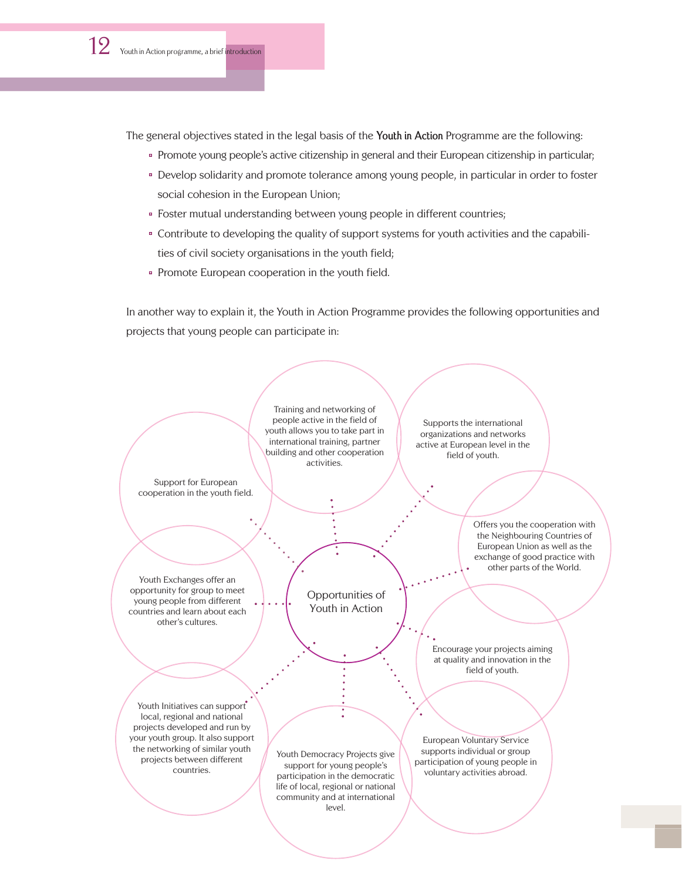The general objectives stated in the legal basis of the **Youth in Action** Programme are the following:

- Promote young people's active citizenship in general and their European citizenship in particular;
- Develop solidarity and promote tolerance among young people, in particular in order to foster social cohesion in the European Union;
- Foster mutual understanding between young people in different countries;
- Contribute to developing the quality of support systems for youth activities and the capabilities of civil society organisations in the youth field;
- Promote European cooperation in the youth field.

In another way to explain it, the Youth in Action Programme provides the following opportunities and projects that young people can participate in:

**Opportunities of Youth in Action**

- Training and networking of people active in the field of youth allows you to take part in international training, partner building and other cooperation activities.
- Supports the international organizations and networks active at European level in the field of youth.
- Offers you the cooperation with the Neighbouring Countries of European Union as well as the exchange of good practice with other parts of the World.
- Encourage your projects aiming at quality and innovation in the field of youth.
- European Voluntary Service supports individual or group participation of young people in voluntary activities abroad.
- Youth Democracy Projects give support for young people's participation in the democratic life of local, regional or national community and at international level.
- Youth Initiatives can support local, regional and national projects developed and run by your youth group. It also support the networking of similar youth projects between different countries.
- Youth Exchanges offer an opportunity for group to meet young people from different countries and learn about each other's cultures.
- Support for European cooperation in the youth field.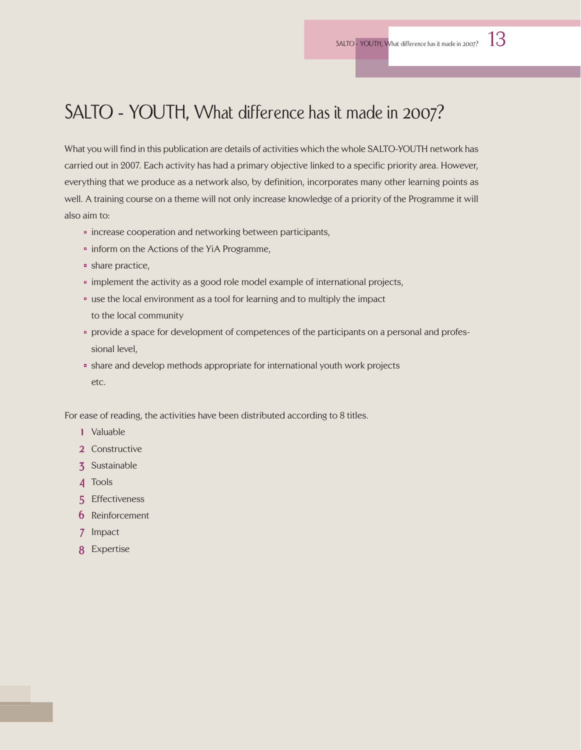# SALTO - YOUTH, What difference has it made in 2007?

What you will find in this publication are details of activities which the whole SALTO-YOUTH network has carried out in 2007. Each activity has had a primary objective linked to a specific priority area. However, everything that we produce as a network also, by definition, incorporates many other learning points as well. A training course on a theme will not only increase knowledge of a priority of the Programme it will also aim to:

- increase cooperation and networking between participants,
- inform on the Actions of the YiA Programme,
- share practice,
- implement the activity as a good role model example of international projects,
- use the local environment as a tool for learning and to multiply the impact to the local community
- provide a space for development of competences of the participants on a personal and professional level,
- share and develop methods appropriate for international youth work projects etc.

For ease of reading, the activities have been distributed according to 8 titles.

1. Valuable
2. Constructive
3. Sustainable
4. Tools
5. Effectiveness
6. Reinforcement
7. Impact
8. Expertise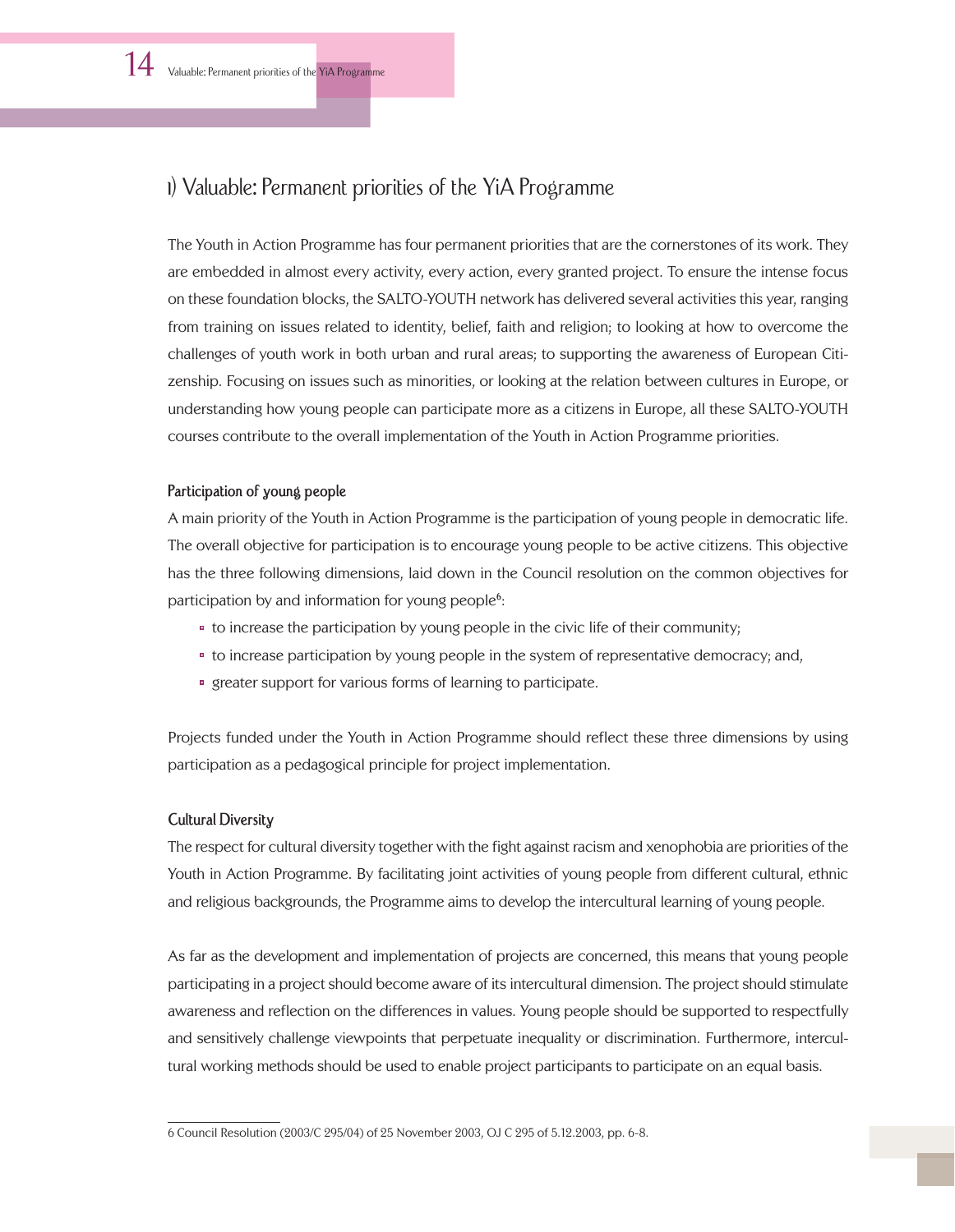## 1) Valuable: Permanent priorities of the YiA Programme

The Youth in Action Programme has four permanent priorities that are the cornerstones of its work. They are embedded in almost every activity, every action, every granted project. To ensure the intense focus on these foundation blocks, the SALTO-YOUTH network has delivered several activities this year, ranging from training on issues related to identity, belief, faith and religion; to looking at how to overcome the challenges of youth work in both urban and rural areas; to supporting the awareness of European Citizenship. Focusing on issues such as minorities, or looking at the relation between cultures in Europe, or understanding how young people can participate more as a citizens in Europe, all these SALTO-YOUTH courses contribute to the overall implementation of the Youth in Action Programme priorities.

### Participation of young people

A main priority of the Youth in Action Programme is the participation of young people in democratic life. The overall objective for participation is to encourage young people to be active citizens. This objective has the three following dimensions, laid down in the Council resolution on the common objectives for participation by and information for young people[6]:

- to increase the participation by young people in the civic life of their community;
- to increase participation by young people in the system of representative democracy; and,
- greater support for various forms of learning to participate.

Projects funded under the Youth in Action Programme should reflect these three dimensions by using participation as a pedagogical principle for project implementation.

### Cultural Diversity

The respect for cultural diversity together with the fight against racism and xenophobia are priorities of the Youth in Action Programme. By facilitating joint activities of young people from different cultural, ethnic and religious backgrounds, the Programme aims to develop the intercultural learning of young people.

As far as the development and implementation of projects are concerned, this means that young people participating in a project should become aware of its intercultural dimension. The project should stimulate awareness and reflection on the differences in values. Young people should be supported to respectfully and sensitively challenge viewpoints that perpetuate inequality or discrimination. Furthermore, intercultural working methods should be used to enable project participants to participate on an equal basis.

---

6 Council Resolution (2003/C 295/04) of 25 November 2003, OJ C 295 of 5.12.2003, pp. 6-8.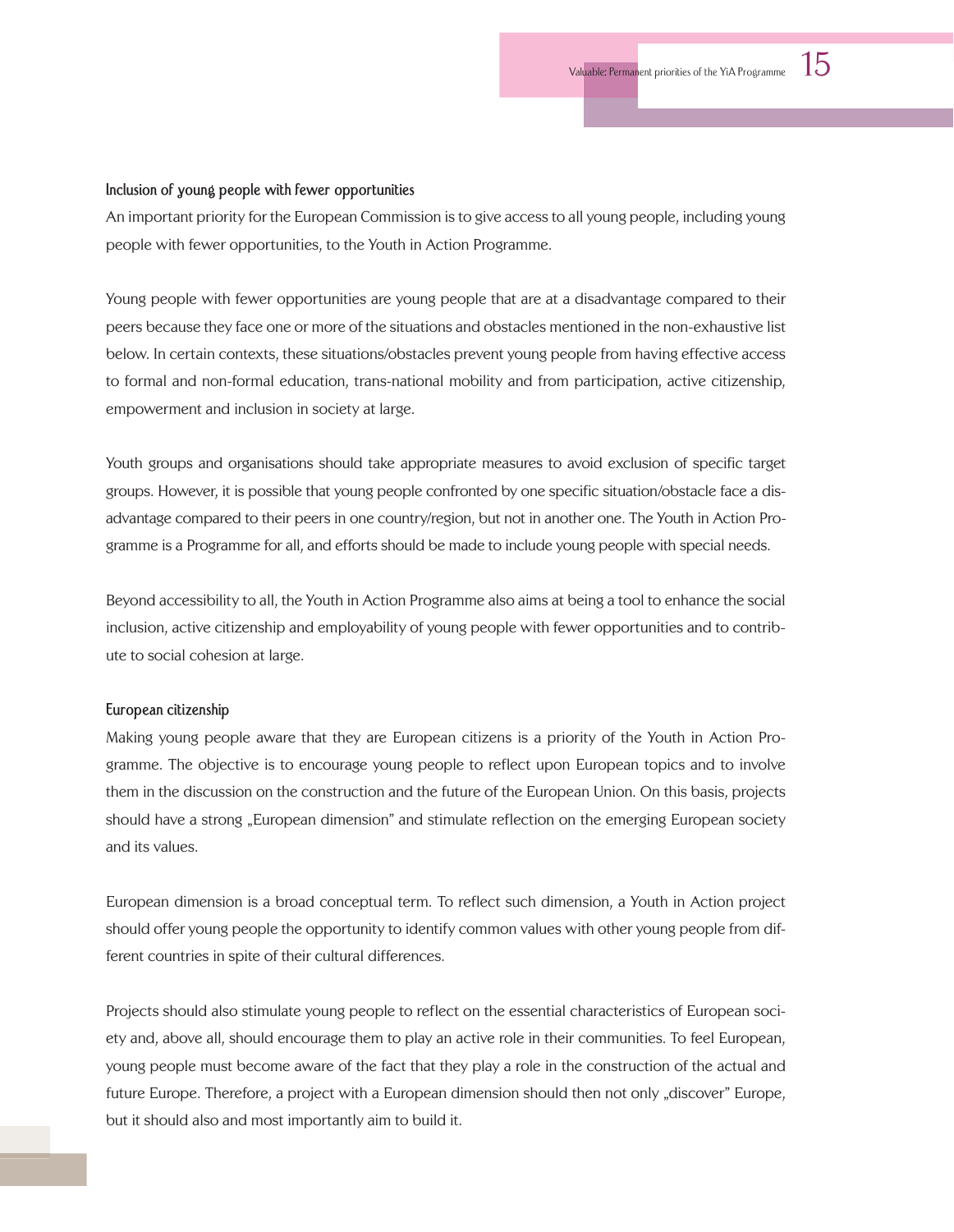### Inclusion of young people with fewer opportunities

An important priority for the European Commission is to give access to all young people, including young people with fewer opportunities, to the Youth in Action Programme.

Young people with fewer opportunities are young people that are at a disadvantage compared to their peers because they face one or more of the situations and obstacles mentioned in the non-exhaustive list below. In certain contexts, these situations/obstacles prevent young people from having effective access to formal and non-formal education, trans-national mobility and from participation, active citizenship, empowerment and inclusion in society at large.

Youth groups and organisations should take appropriate measures to avoid exclusion of specific target groups. However, it is possible that young people confronted by one specific situation/obstacle face a disadvantage compared to their peers in one country/region, but not in another one. The Youth in Action Programme is a Programme for all, and efforts should be made to include young people with special needs.

Beyond accessibility to all, the Youth in Action Programme also aims at being a tool to enhance the social inclusion, active citizenship and employability of young people with fewer opportunities and to contribute to social cohesion at large.

### European citizenship

Making young people aware that they are European citizens is a priority of the Youth in Action Programme. The objective is to encourage young people to reflect upon European topics and to involve them in the discussion on the construction and the future of the European Union. On this basis, projects should have a strong „European dimension" and stimulate reflection on the emerging European society and its values.

European dimension is a broad conceptual term. To reflect such dimension, a Youth in Action project should offer young people the opportunity to identify common values with other young people from different countries in spite of their cultural differences.

Projects should also stimulate young people to reflect on the essential characteristics of European society and, above all, should encourage them to play an active role in their communities. To feel European, young people must become aware of the fact that they play a role in the construction of the actual and future Europe. Therefore, a project with a European dimension should then not only „discover" Europe, but it should also and most importantly aim to build it.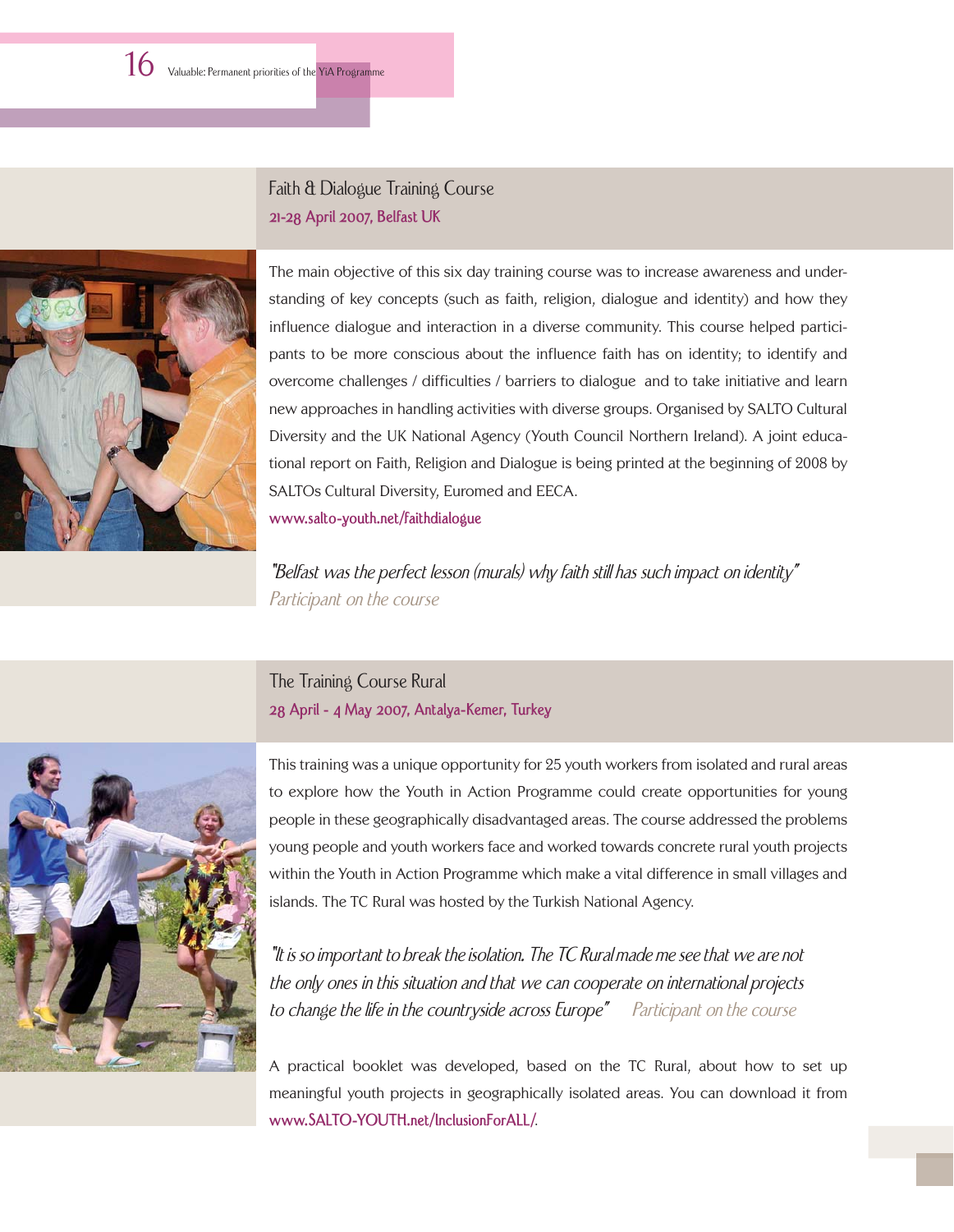## Faith & Dialogue Training Course

**21-28 April 2007, Belfast UK**

The main objective of this six day training course was to increase awareness and understanding of key concepts (such as faith, religion, dialogue and identity) and how they influence dialogue and interaction in a diverse community. This course helped participants to be more conscious about the influence faith has on identity; to identify and overcome challenges / difficulties / barriers to dialogue and to take initiative and learn new approaches in handling activities with diverse groups. Organised by SALTO Cultural Diversity and the UK National Agency (Youth Council Northern Ireland). A joint educational report on Faith, Religion and Dialogue is being printed at the beginning of 2008 by SALTOs Cultural Diversity, Euromed and EECA.

www.salto-youth.net/faithdialogue

*"Belfast was the perfect lesson (murals) why faith still has such impact on identity"*
*Participant on the course*

## The Training Course Rural

**28 April - 4 May 2007, Antalya-Kemer, Turkey**

This training was a unique opportunity for 25 youth workers from isolated and rural areas to explore how the Youth in Action Programme could create opportunities for young people in these geographically disadvantaged areas. The course addressed the problems young people and youth workers face and worked towards concrete rural youth projects within the Youth in Action Programme which make a vital difference in small villages and islands. The TC Rural was hosted by the Turkish National Agency.

*"It is so important to break the isolation. The TC Rural made me see that we are not the only ones in this situation and that we can cooperate on international projects to change the life in the countryside across Europe"* *Participant on the course*

A practical booklet was developed, based on the TC Rural, about how to set up meaningful youth projects in geographically isolated areas. You can download it from www.SALTO-YOUTH.net/InclusionForALL/.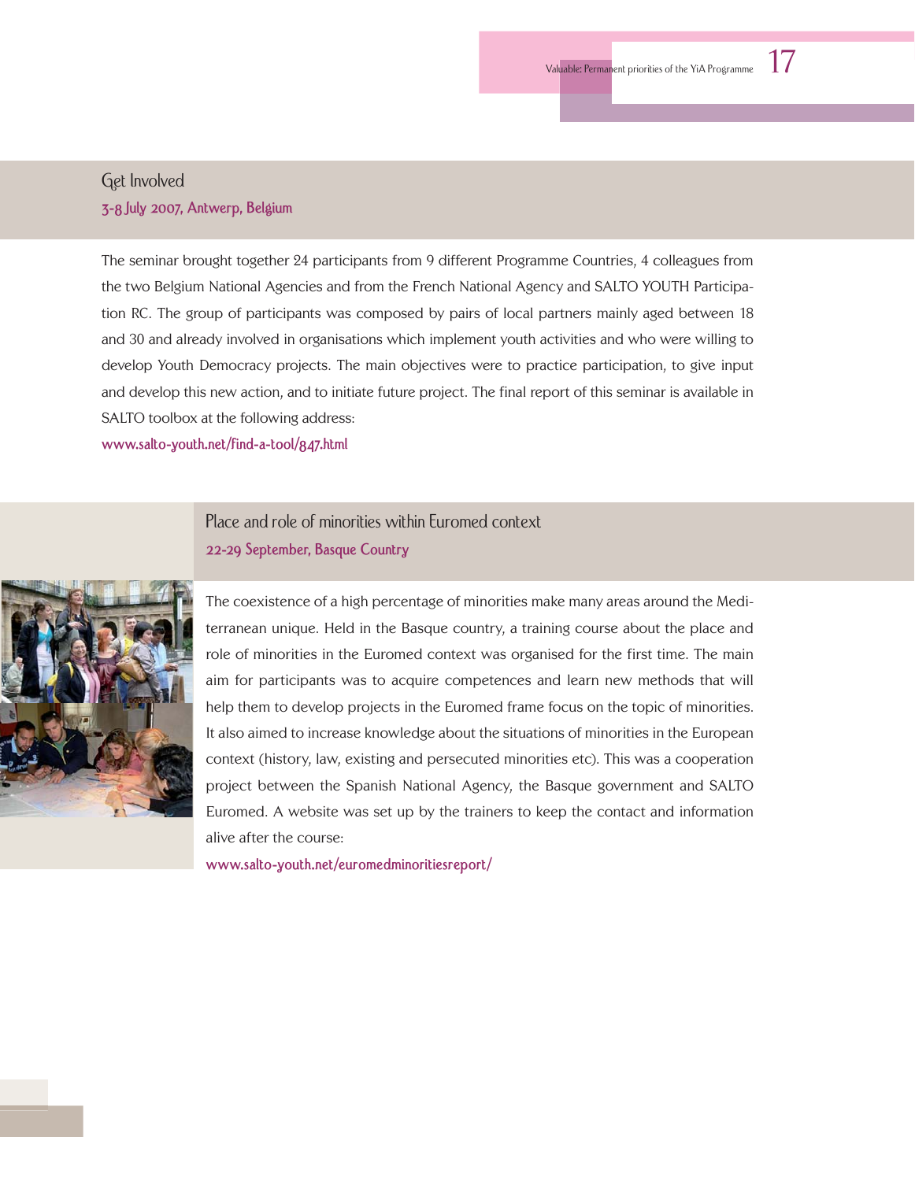## Get Involved

**3-8 July 2007, Antwerp, Belgium**

The seminar brought together 24 participants from 9 different Programme Countries, 4 colleagues from the two Belgium National Agencies and from the French National Agency and SALTO YOUTH Participation RC. The group of participants was composed by pairs of local partners mainly aged between 18 and 30 and already involved in organisations which implement youth activities and who were willing to develop Youth Democracy projects. The main objectives were to practice participation, to give input and develop this new action, and to initiate future project. The final report of this seminar is available in SALTO toolbox at the following address:

www.salto-youth.net/find-a-tool/847.html

## Place and role of minorities within Euromed context

**22-29 September, Basque Country**

The coexistence of a high percentage of minorities make many areas around the Mediterranean unique. Held in the Basque country, a training course about the place and role of minorities in the Euromed context was organised for the first time. The main aim for participants was to acquire competences and learn new methods that will help them to develop projects in the Euromed frame focus on the topic of minorities. It also aimed to increase knowledge about the situations of minorities in the European context (history, law, existing and persecuted minorities etc). This was a cooperation project between the Spanish National Agency, the Basque government and SALTO Euromed. A website was set up by the trainers to keep the contact and information alive after the course:

www.salto-youth.net/euromedminoritiesreport/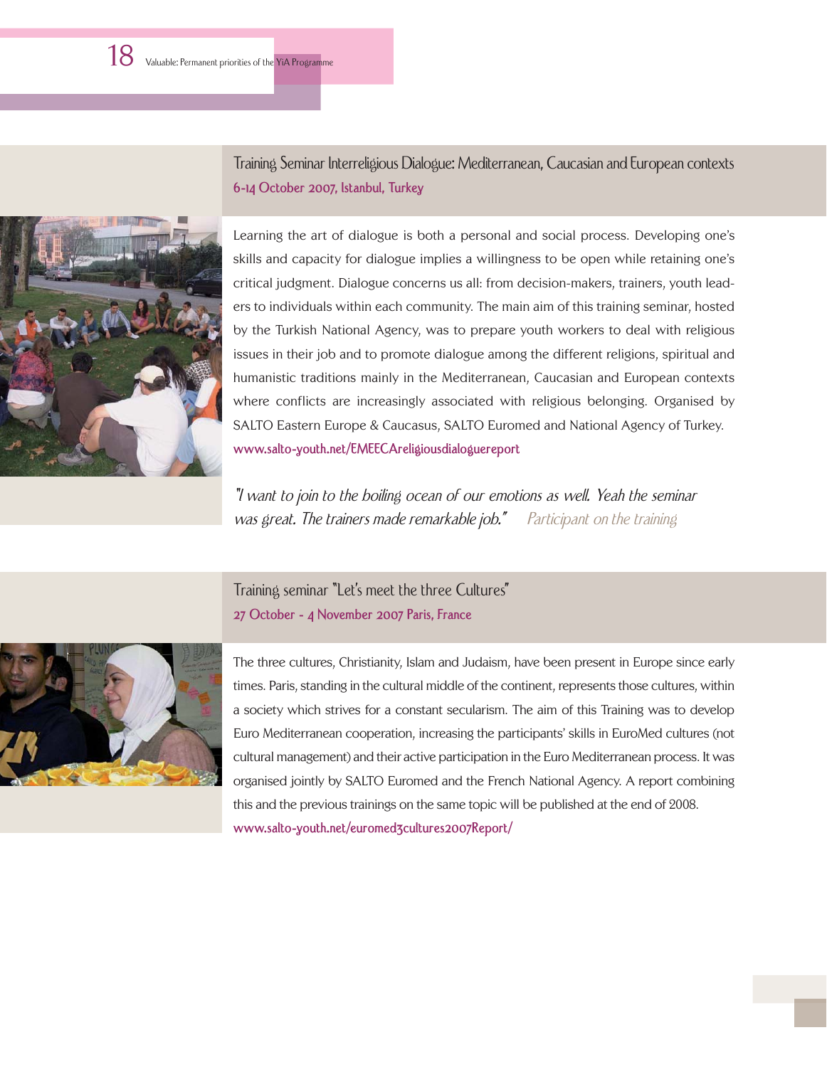## Training Seminar Interreligious Dialogue: Mediterranean, Caucasian and European contexts

**6-14 October 2007, Istanbul, Turkey**

Learning the art of dialogue is both a personal and social process. Developing one's skills and capacity for dialogue implies a willingness to be open while retaining one's critical judgment. Dialogue concerns us all: from decision-makers, trainers, youth leaders to individuals within each community. The main aim of this training seminar, hosted by the Turkish National Agency, was to prepare youth workers to deal with religious issues in their job and to promote dialogue among the different religions, spiritual and humanistic traditions mainly in the Mediterranean, Caucasian and European contexts where conflicts are increasingly associated with religious belonging. Organised by SALTO Eastern Europe & Caucasus, SALTO Euromed and National Agency of Turkey.

www.salto-youth.net/EMEECAreligiousdialoguereport

*"I want to join to the boiling ocean of our emotions as well. Yeah the seminar was great. The trainers made remarkable job."* Participant on the training

## Training seminar "Let's meet the three Cultures"

**27 October - 4 November 2007 Paris, France**

The three cultures, Christianity, Islam and Judaism, have been present in Europe since early times. Paris, standing in the cultural middle of the continent, represents those cultures, within a society which strives for a constant secularism. The aim of this Training was to develop Euro Mediterranean cooperation, increasing the participants' skills in EuroMed cultures (not cultural management) and their active participation in the Euro Mediterranean process. It was organised jointly by SALTO Euromed and the French National Agency. A report combining this and the previous trainings on the same topic will be published at the end of 2008.

www.salto-youth.net/euromed3cultures2007Report/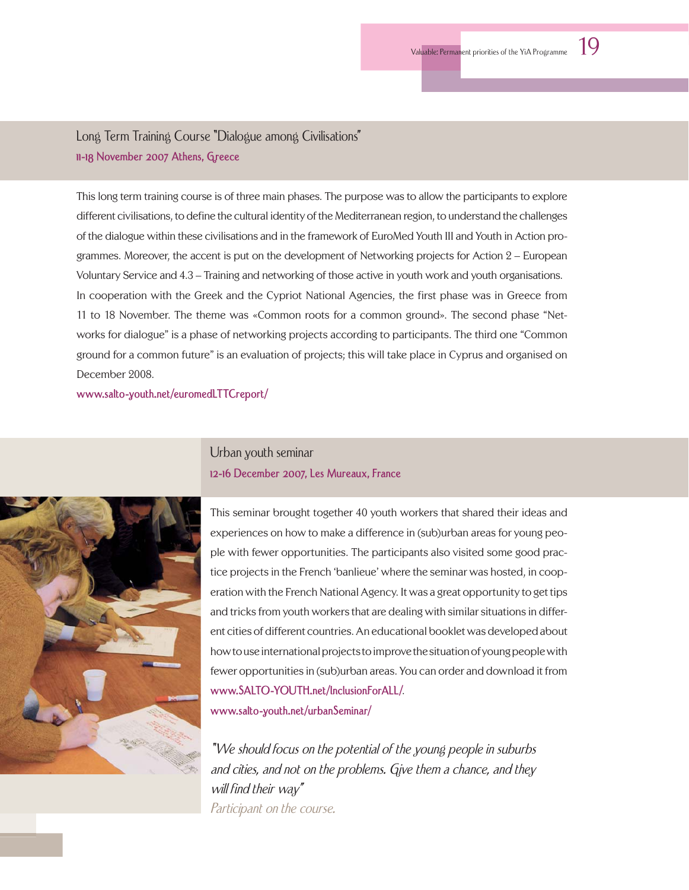## Long Term Training Course "Dialogue among Civilisations"

**11-18 November 2007 Athens, Greece**

This long term training course is of three main phases. The purpose was to allow the participants to explore different civilisations, to define the cultural identity of the Mediterranean region, to understand the challenges of the dialogue within these civilisations and in the framework of EuroMed Youth III and Youth in Action programmes. Moreover, the accent is put on the development of Networking projects for Action 2 – European Voluntary Service and 4.3 – Training and networking of those active in youth work and youth organisations.
In cooperation with the Greek and the Cypriot National Agencies, the first phase was in Greece from 11 to 18 November. The theme was «Common roots for a common ground». The second phase "Networks for dialogue" is a phase of networking projects according to participants. The third one "Common ground for a common future" is an evaluation of projects; this will take place in Cyprus and organised on December 2008.

www.salto-youth.net/euromedLTTCreport/

## Urban youth seminar

**12-16 December 2007, Les Mureaux, France**

This seminar brought together 40 youth workers that shared their ideas and experiences on how to make a difference in (sub)urban areas for young people with fewer opportunities. The participants also visited some good practice projects in the French 'banlieue' where the seminar was hosted, in cooperation with the French National Agency. It was a great opportunity to get tips and tricks from youth workers that are dealing with similar situations in different cities of different countries. An educational booklet was developed about how to use international projects to improve the situation of young people with fewer opportunities in (sub)urban areas. You can order and download it from www.SALTO-YOUTH.net/InclusionForALL/.

www.salto-youth.net/urbanSeminar/

*"We should focus on the potential of the young people in suburbs and cities, and not on the problems. Give them a chance, and they will find their way"*

*Participant on the course.*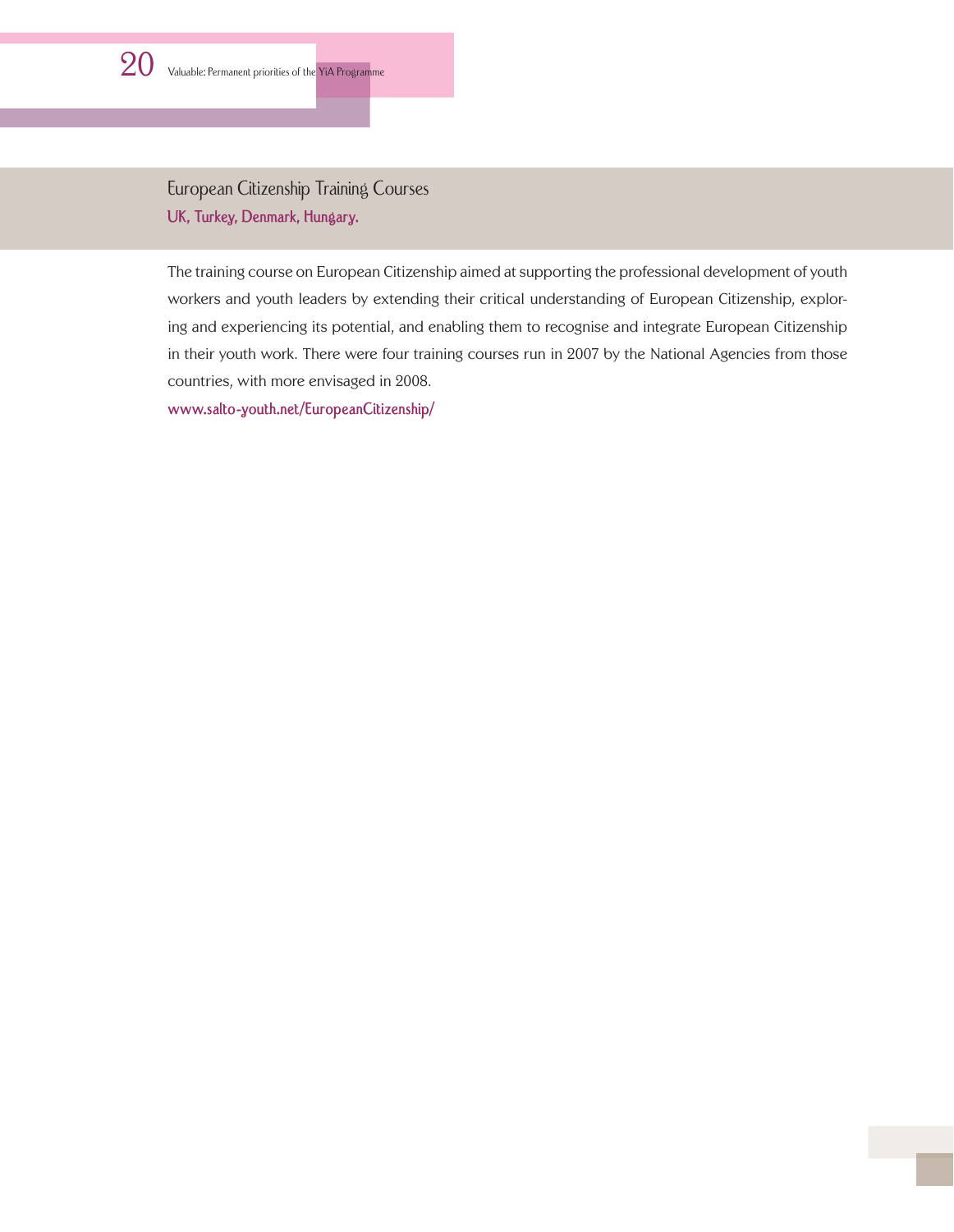## European Citizenship Training Courses

**UK, Turkey, Denmark, Hungary.**

The training course on European Citizenship aimed at supporting the professional development of youth workers and youth leaders by extending their critical understanding of European Citizenship, exploring and experiencing its potential, and enabling them to recognise and integrate European Citizenship in their youth work. There were four training courses run in 2007 by the National Agencies from those countries, with more envisaged in 2008.

www.salto-youth.net/EuropeanCitizenship/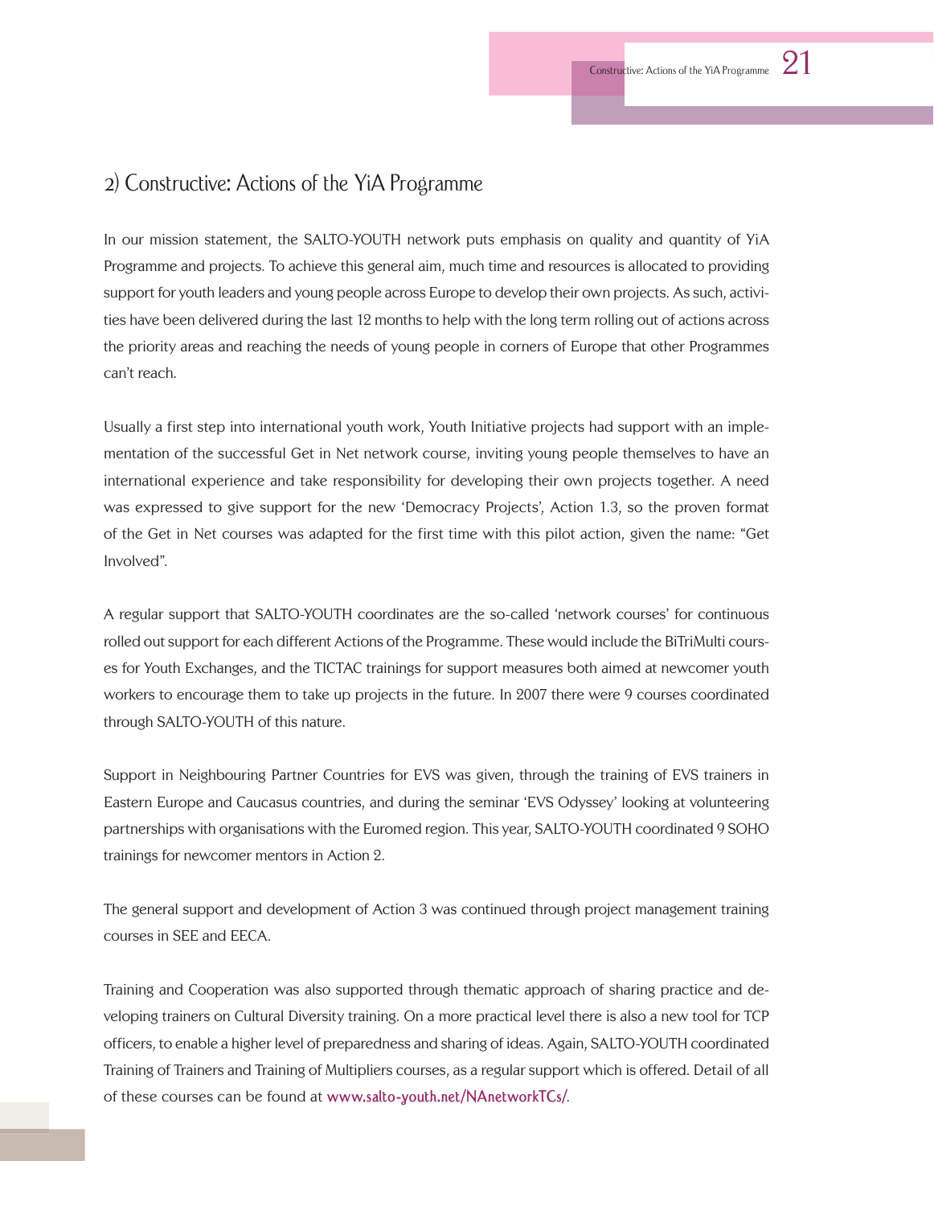## 2) Constructive: Actions of the YiA Programme

In our mission statement, the SALTO-YOUTH network puts emphasis on quality and quantity of YiA Programme and projects. To achieve this general aim, much time and resources is allocated to providing support for youth leaders and young people across Europe to develop their own projects. As such, activities have been delivered during the last 12 months to help with the long term rolling out of actions across the priority areas and reaching the needs of young people in corners of Europe that other Programmes can't reach.

Usually a first step into international youth work, Youth Initiative projects had support with an implementation of the successful Get in Net network course, inviting young people themselves to have an international experience and take responsibility for developing their own projects together. A need was expressed to give support for the new 'Democracy Projects', Action 1.3, so the proven format of the Get in Net courses was adapted for the first time with this pilot action, given the name: "Get Involved".

A regular support that SALTO-YOUTH coordinates are the so-called 'network courses' for continuous rolled out support for each different Actions of the Programme. These would include the BiTriMulti courses for Youth Exchanges, and the TICTAC trainings for support measures both aimed at newcomer youth workers to encourage them to take up projects in the future. In 2007 there were 9 courses coordinated through SALTO-YOUTH of this nature.

Support in Neighbouring Partner Countries for EVS was given, through the training of EVS trainers in Eastern Europe and Caucasus countries, and during the seminar 'EVS Odyssey' looking at volunteering partnerships with organisations with the Euromed region. This year, SALTO-YOUTH coordinated 9 SOHO trainings for newcomer mentors in Action 2.

The general support and development of Action 3 was continued through project management training courses in SEE and EECA.

Training and Cooperation was also supported through thematic approach of sharing practice and developing trainers on Cultural Diversity training. On a more practical level there is also a new tool for TCP officers, to enable a higher level of preparedness and sharing of ideas. Again, SALTO-YOUTH coordinated Training of Trainers and Training of Multipliers courses, as a regular support which is offered. Detail of all of these courses can be found at www.salto-youth.net/NAnetworkTCs/.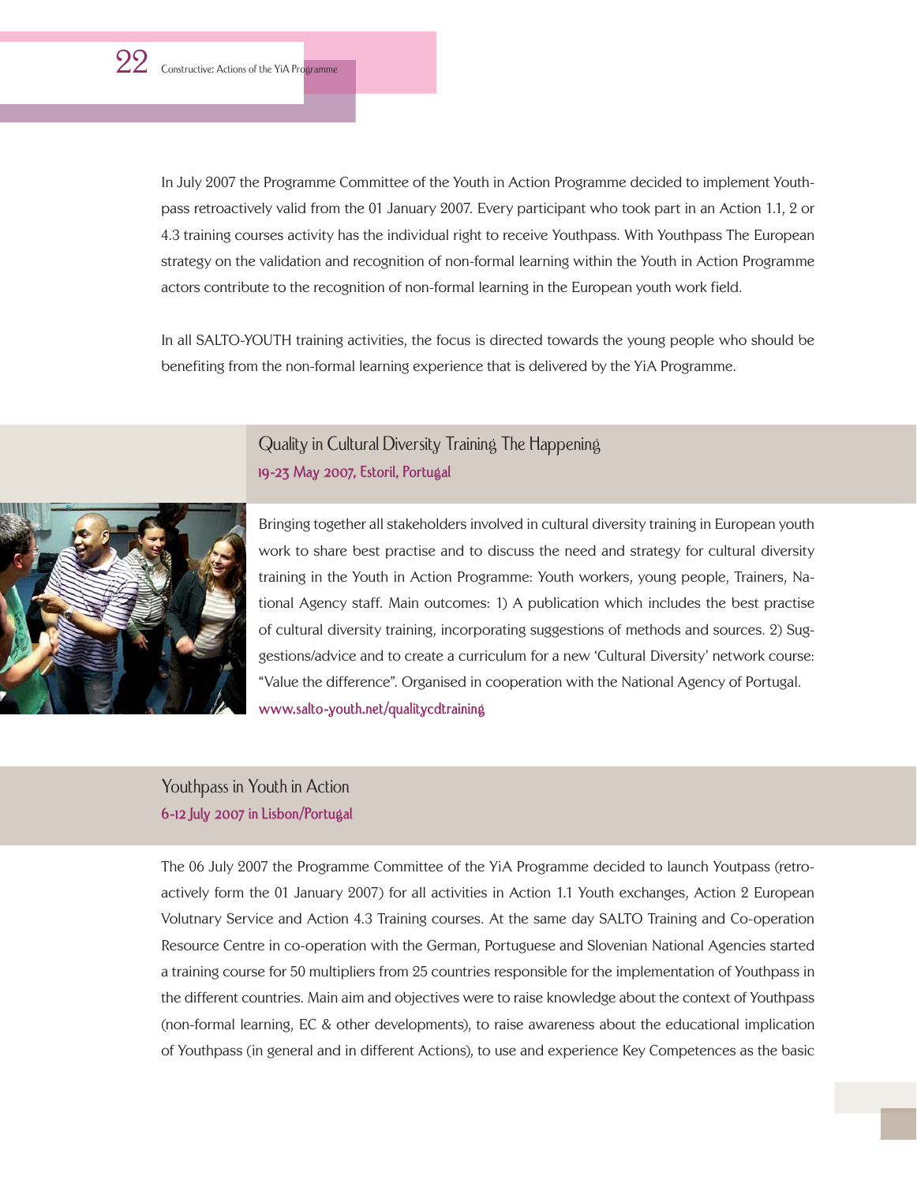In July 2007 the Programme Committee of the Youth in Action Programme decided to implement Youthpass retroactively valid from the 01 January 2007. Every participant who took part in an Action 1.1, 2 or 4.3 training courses activity has the individual right to receive Youthpass. With Youthpass The European strategy on the validation and recognition of non-formal learning within the Youth in Action Programme actors contribute to the recognition of non-formal learning in the European youth work field.

In all SALTO-YOUTH training activities, the focus is directed towards the young people who should be benefiting from the non-formal learning experience that is delivered by the YiA Programme.

## Quality in Cultural Diversity Training The Happening

**19-23 May 2007, Estoril, Portugal**

Bringing together all stakeholders involved in cultural diversity training in European youth work to share best practise and to discuss the need and strategy for cultural diversity training in the Youth in Action Programme: Youth workers, young people, Trainers, National Agency staff. Main outcomes: 1) A publication which includes the best practise of cultural diversity training, incorporating suggestions of methods and sources. 2) Suggestions/advice and to create a curriculum for a new 'Cultural Diversity' network course: "Value the difference". Organised in cooperation with the National Agency of Portugal.

www.salto-youth.net/qualitycdtraining

## Youthpass in Youth in Action

**6-12 July 2007 in Lisbon/Portugal**

The 06 July 2007 the Programme Committee of the YiA Programme decided to launch Youtpass (retroactively form the 01 January 2007) for all activities in Action 1.1 Youth exchanges, Action 2 European Volutnary Service and Action 4.3 Training courses. At the same day SALTO Training and Co-operation Resource Centre in co-operation with the German, Portuguese and Slovenian National Agencies started a training course for 50 multipliers from 25 countries responsible for the implementation of Youthpass in the different countries. Main aim and objectives were to raise knowledge about the context of Youthpass (non-formal learning, EC & other developments), to raise awareness about the educational implication of Youthpass (in general and in different Actions), to use and experience Key Competences as the basic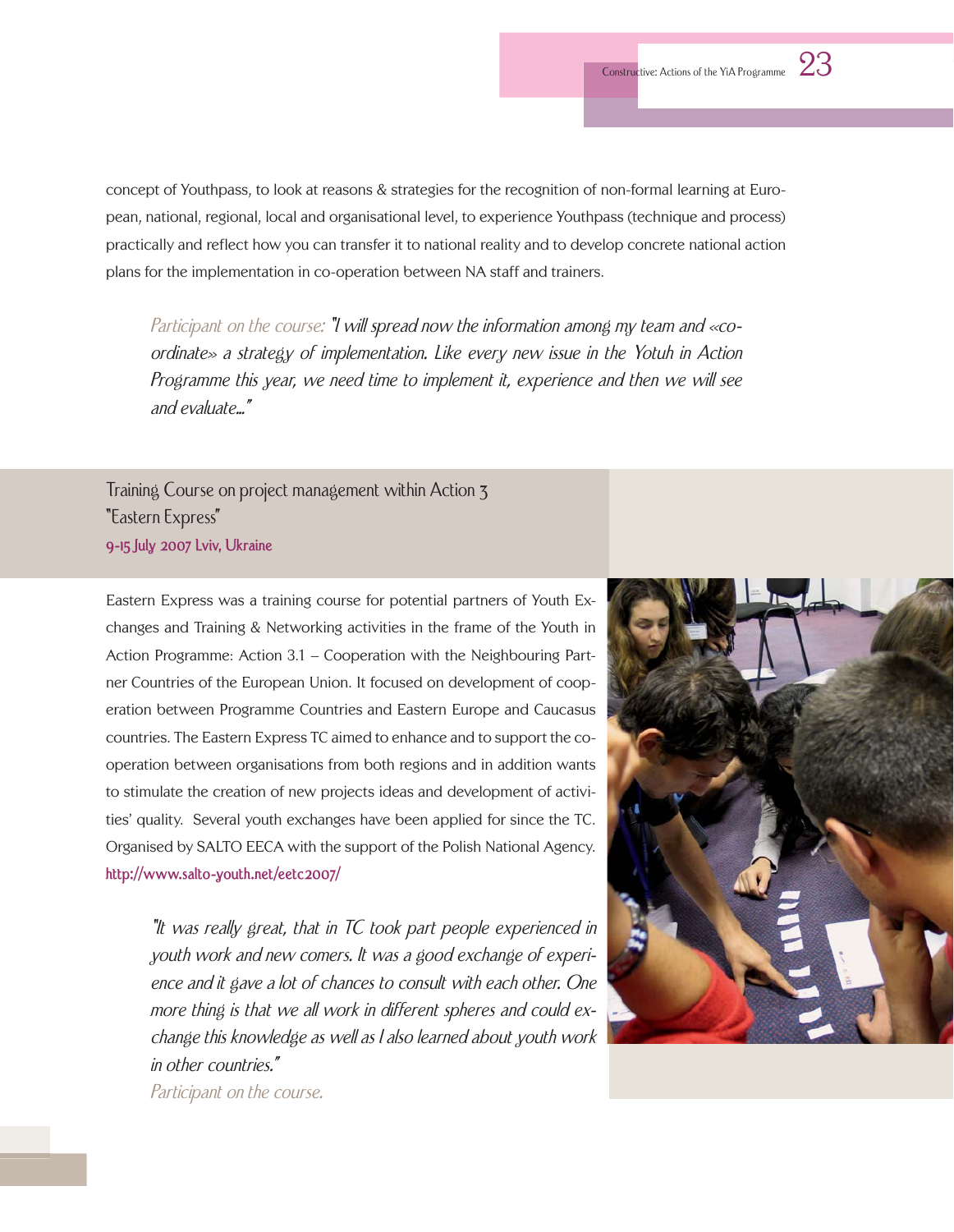concept of Youthpass, to look at reasons & strategies for the recognition of non-formal learning at European, national, regional, local and organisational level, to experience Youthpass (technique and process) practically and reflect how you can transfer it to national reality and to develop concrete national action plans for the implementation in co-operation between NA staff and trainers.

> *Participant on the course:* *"I will spread now the information among my team and «co-ordinate» a strategy of implementation. Like every new issue in the Yotuh in Action Programme this year, we need time to implement it, experience and then we will see and evaluate..."*

## Training Course on project management within Action 3 "Eastern Express"

**9-15 July 2007 Lviv, Ukraine**

Eastern Express was a training course for potential partners of Youth Exchanges and Training & Networking activities in the frame of the Youth in Action Programme: Action 3.1 – Cooperation with the Neighbouring Partner Countries of the European Union. It focused on development of cooperation between Programme Countries and Eastern Europe and Caucasus countries. The Eastern Express TC aimed to enhance and to support the co-operation between organisations from both regions and in addition wants to stimulate the creation of new projects ideas and development of activities' quality. Several youth exchanges have been applied for since the TC. Organised by SALTO EECA with the support of the Polish National Agency.

http://www.salto-youth.net/eetc2007/

> *"It was really great, that in TC took part people experienced in youth work and new comers. It was a good exchange of experience and it gave a lot of chances to consult with each other. One more thing is that we all work in different spheres and could exchange this knowledge as well as I also learned about youth work in other countries."*
>
> *Participant on the course.*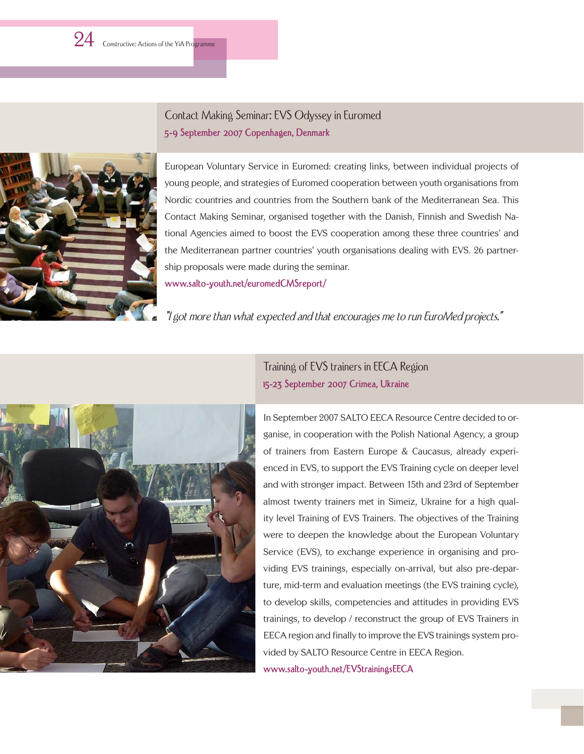## Contact Making Seminar: EVS Odyssey in Euromed

**5-9 September 2007 Copenhagen, Denmark**

European Voluntary Service in Euromed: creating links, between individual projects of young people, and strategies of Euromed cooperation between youth organisations from Nordic countries and countries from the Southern bank of the Mediterranean Sea. This Contact Making Seminar, organised together with the Danish, Finnish and Swedish National Agencies aimed to boost the EVS cooperation among these three countries' and the Mediterranean partner countries' youth organisations dealing with EVS. 26 partnership proposals were made during the seminar.

www.salto-youth.net/euromedCMSreport/

*"I got more than what expected and that encourages me to run EuroMed projects."*

## Training of EVS trainers in EECA Region

**15-23 September 2007 Crimea, Ukraine**

In September 2007 SALTO EECA Resource Centre decided to organise, in cooperation with the Polish National Agency, a group of trainers from Eastern Europe & Caucasus, already experienced in EVS, to support the EVS Training cycle on deeper level and with stronger impact. Between 15th and 23rd of September almost twenty trainers met in Simeiz, Ukraine for a high quality level Training of EVS Trainers. The objectives of the Training were to deepen the knowledge about the European Voluntary Service (EVS), to exchange experience in organising and providing EVS trainings, especially on-arrival, but also pre-departure, mid-term and evaluation meetings (the EVS training cycle), to develop skills, competencies and attitudes in providing EVS trainings, to develop / reconstruct the group of EVS Trainers in EECA region and finally to improve the EVS trainings system provided by SALTO Resource Centre in EECA Region.

www.salto-youth.net/EVStrainingsEECA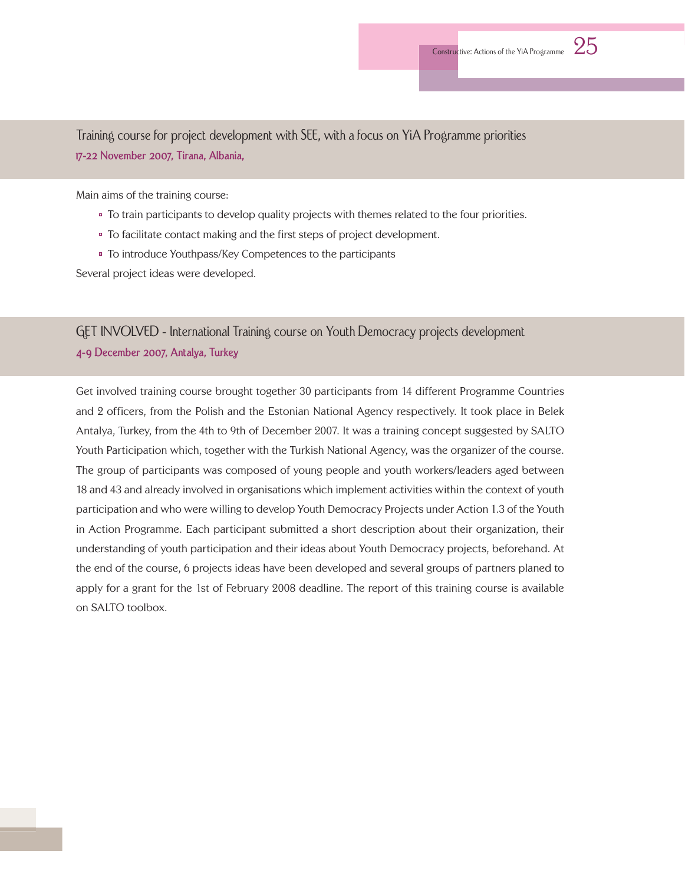## Training course for project development with SEE, with a focus on YiA Programme priorities

**17-22 November 2007, Tirana, Albania,**

Main aims of the training course:

- To train participants to develop quality projects with themes related to the four priorities.
- To facilitate contact making and the first steps of project development.
- To introduce Youthpass/Key Competences to the participants

Several project ideas were developed.

## GET INVOLVED - International Training course on Youth Democracy projects development

**4-9 December 2007, Antalya, Turkey**

Get involved training course brought together 30 participants from 14 different Programme Countries and 2 officers, from the Polish and the Estonian National Agency respectively. It took place in Belek Antalya, Turkey, from the 4th to 9th of December 2007. It was a training concept suggested by SALTO Youth Participation which, together with the Turkish National Agency, was the organizer of the course. The group of participants was composed of young people and youth workers/leaders aged between 18 and 43 and already involved in organisations which implement activities within the context of youth participation and who were willing to develop Youth Democracy Projects under Action 1.3 of the Youth in Action Programme. Each participant submitted a short description about their organization, their understanding of youth participation and their ideas about Youth Democracy projects, beforehand. At the end of the course, 6 projects ideas have been developed and several groups of partners planed to apply for a grant for the 1st of February 2008 deadline. The report of this training course is available on SALTO toolbox.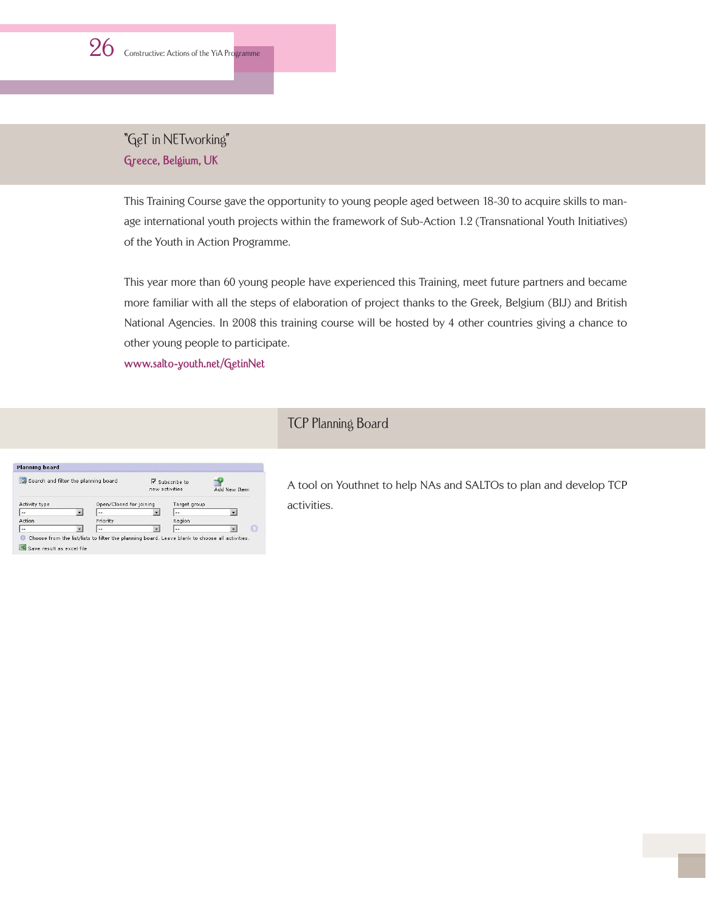## "GeT in NETworking"

**Greece, Belgium, UK**

This Training Course gave the opportunity to young people aged between 18-30 to acquire skills to manage international youth projects within the framework of Sub-Action 1.2 (Transnational Youth Initiatives) of the Youth in Action Programme.

This year more than 60 young people have experienced this Training, meet future partners and became more familiar with all the steps of elaboration of project thanks to the Greek, Belgium (BIJ) and British National Agencies. In 2008 this training course will be hosted by 4 other countries giving a chance to other young people to participate.

www.salto-youth.net/GetinNet

## TCP Planning Board

A tool on Youthnet to help NAs and SALTOs to plan and develop TCP activities.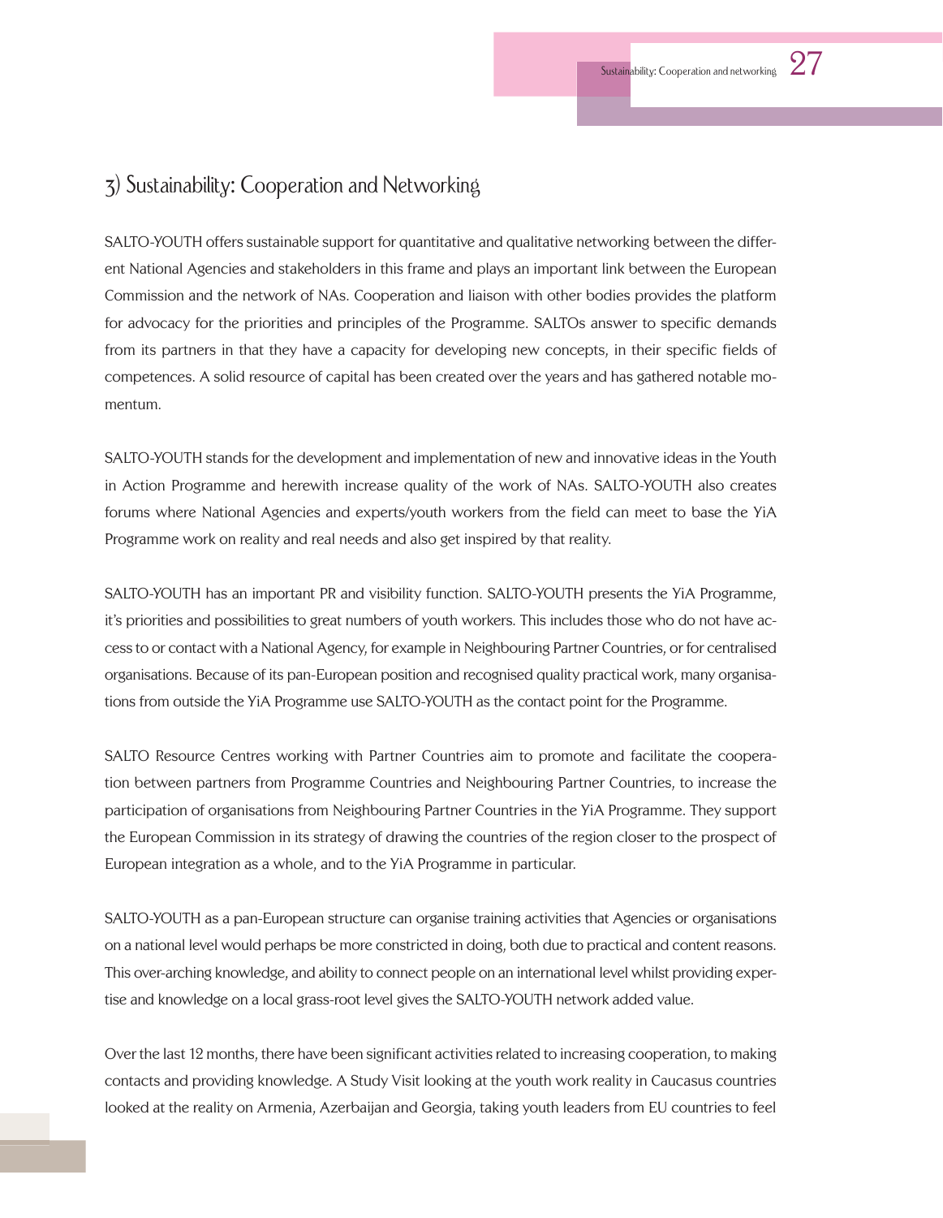## 3) Sustainability: Cooperation and Networking

SALTO-YOUTH offers sustainable support for quantitative and qualitative networking between the different National Agencies and stakeholders in this frame and plays an important link between the European Commission and the network of NAs. Cooperation and liaison with other bodies provides the platform for advocacy for the priorities and principles of the Programme. SALTOs answer to specific demands from its partners in that they have a capacity for developing new concepts, in their specific fields of competences. A solid resource of capital has been created over the years and has gathered notable momentum.

SALTO-YOUTH stands for the development and implementation of new and innovative ideas in the Youth in Action Programme and herewith increase quality of the work of NAs. SALTO-YOUTH also creates forums where National Agencies and experts/youth workers from the field can meet to base the YiA Programme work on reality and real needs and also get inspired by that reality.

SALTO-YOUTH has an important PR and visibility function. SALTO-YOUTH presents the YiA Programme, it's priorities and possibilities to great numbers of youth workers. This includes those who do not have access to or contact with a National Agency, for example in Neighbouring Partner Countries, or for centralised organisations. Because of its pan-European position and recognised quality practical work, many organisations from outside the YiA Programme use SALTO-YOUTH as the contact point for the Programme.

SALTO Resource Centres working with Partner Countries aim to promote and facilitate the cooperation between partners from Programme Countries and Neighbouring Partner Countries, to increase the participation of organisations from Neighbouring Partner Countries in the YiA Programme. They support the European Commission in its strategy of drawing the countries of the region closer to the prospect of European integration as a whole, and to the YiA Programme in particular.

SALTO-YOUTH as a pan-European structure can organise training activities that Agencies or organisations on a national level would perhaps be more constricted in doing, both due to practical and content reasons. This over-arching knowledge, and ability to connect people on an international level whilst providing expertise and knowledge on a local grass-root level gives the SALTO-YOUTH network added value.

Over the last 12 months, there have been significant activities related to increasing cooperation, to making contacts and providing knowledge. A Study Visit looking at the youth work reality in Caucasus countries looked at the reality on Armenia, Azerbaijan and Georgia, taking youth leaders from EU countries to feel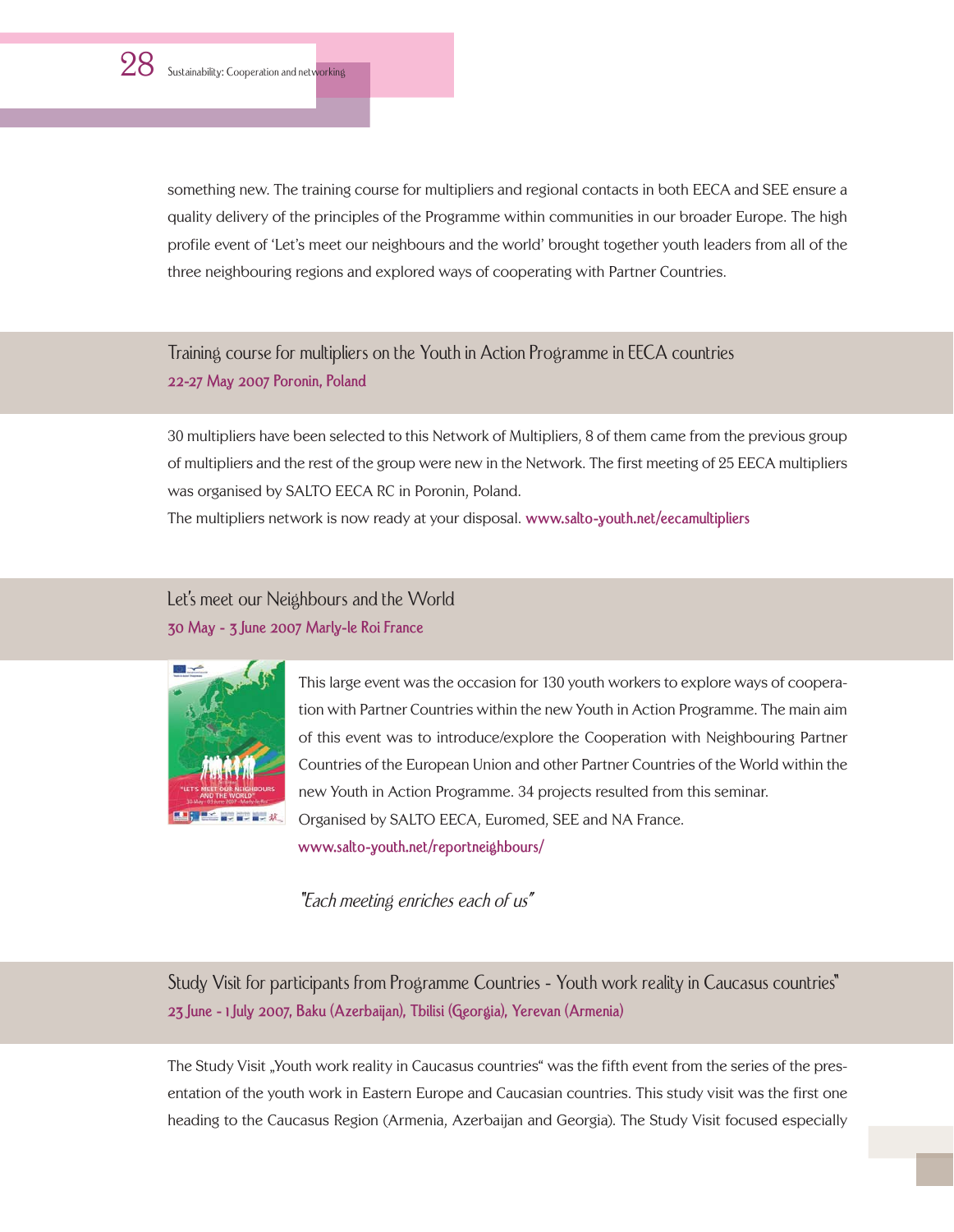something new. The training course for multipliers and regional contacts in both EECA and SEE ensure a quality delivery of the principles of the Programme within communities in our broader Europe. The high profile event of 'Let's meet our neighbours and the world' brought together youth leaders from all of the three neighbouring regions and explored ways of cooperating with Partner Countries.

## Training course for multipliers on the Youth in Action Programme in EECA countries

**22-27 May 2007 Poronin, Poland**

30 multipliers have been selected to this Network of Multipliers, 8 of them came from the previous group of multipliers and the rest of the group were new in the Network. The first meeting of 25 EECA multipliers was organised by SALTO EECA RC in Poronin, Poland.

The multipliers network is now ready at your disposal. **www.salto-youth.net/eecamultipliers**

## Let's meet our Neighbours and the World

**30 May - 3 June 2007 Marly-le Roi France**

This large event was the occasion for 130 youth workers to explore ways of cooperation with Partner Countries within the new Youth in Action Programme. The main aim of this event was to introduce/explore the Cooperation with Neighbouring Partner Countries of the European Union and other Partner Countries of the World within the new Youth in Action Programme. 34 projects resulted from this seminar.

Organised by SALTO EECA, Euromed, SEE and NA France.

**www.salto-youth.net/reportneighbours/**

*"Each meeting enriches each of us"*

## Study Visit for participants from Programme Countries - Youth work reality in Caucasus countries"

**23 June - 1 July 2007, Baku (Azerbaijan), Tbilisi (Georgia), Yerevan (Armenia)**

The Study Visit „Youth work reality in Caucasus countries" was the fifth event from the series of the presentation of the youth work in Eastern Europe and Caucasian countries. This study visit was the first one heading to the Caucasus Region (Armenia, Azerbaijan and Georgia). The Study Visit focused especially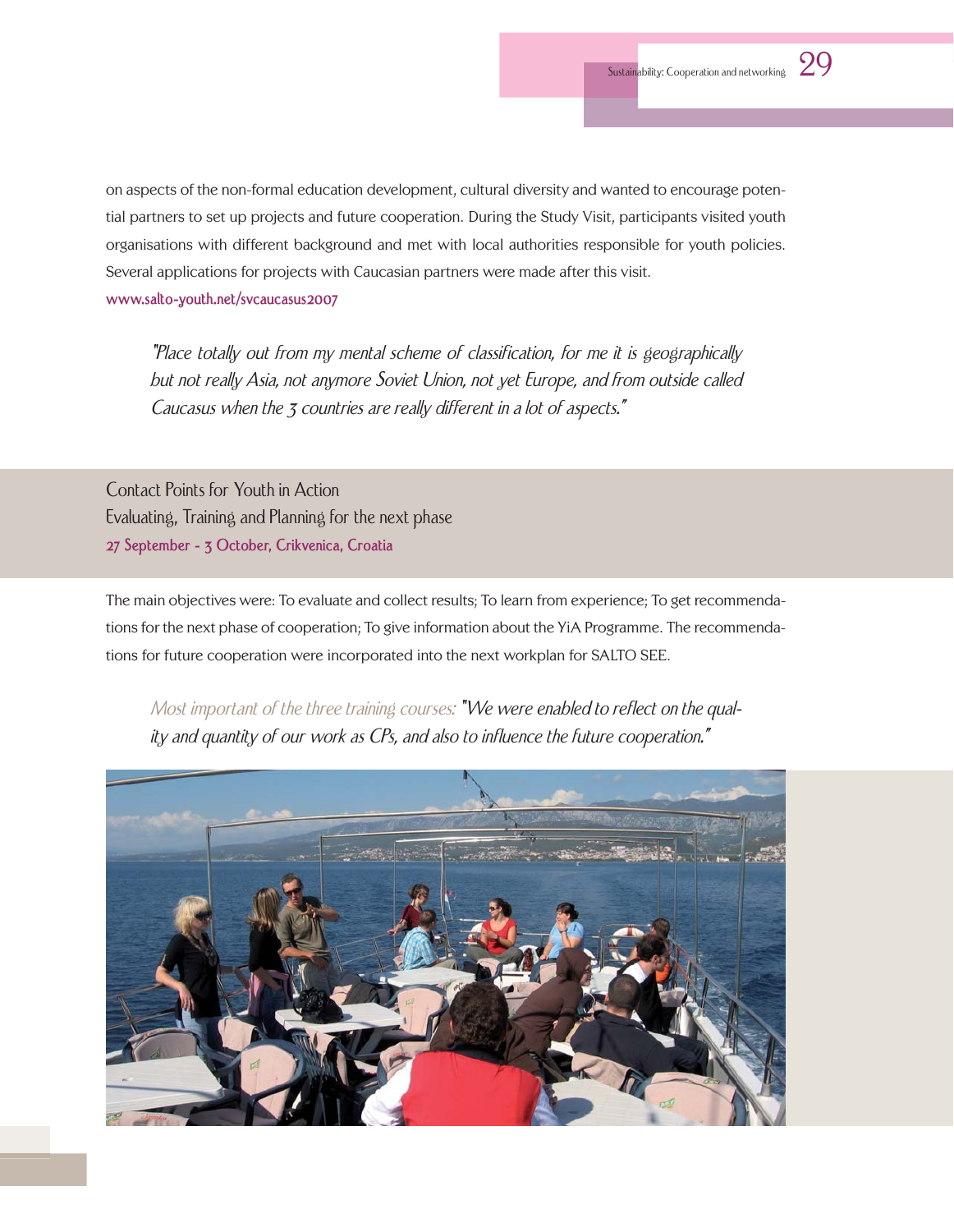on aspects of the non-formal education development, cultural diversity and wanted to encourage potential partners to set up projects and future cooperation. During the Study Visit, participants visited youth organisations with different background and met with local authorities responsible for youth policies. Several applications for projects with Caucasian partners were made after this visit.
**www.salto-youth.net/svcaucasus2007**

> *"Place totally out from my mental scheme of classification, for me it is geographically but not really Asia, not anymore Soviet Union, not yet Europe, and from outside called Caucasus when the 3 countries are really different in a lot of aspects."*

## Contact Points for Youth in Action
### Evaluating, Training and Planning for the next phase
**27 September - 3 October, Crikvenica, Croatia**

The main objectives were: To evaluate and collect results; To learn from experience; To get recommendations for the next phase of cooperation; To give information about the YiA Programme. The recommendations for future cooperation were incorporated into the next workplan for SALTO SEE.

> *Most important of the three training courses: "We were enabled to reflect on the quality and quantity of our work as CPs, and also to influence the future cooperation."*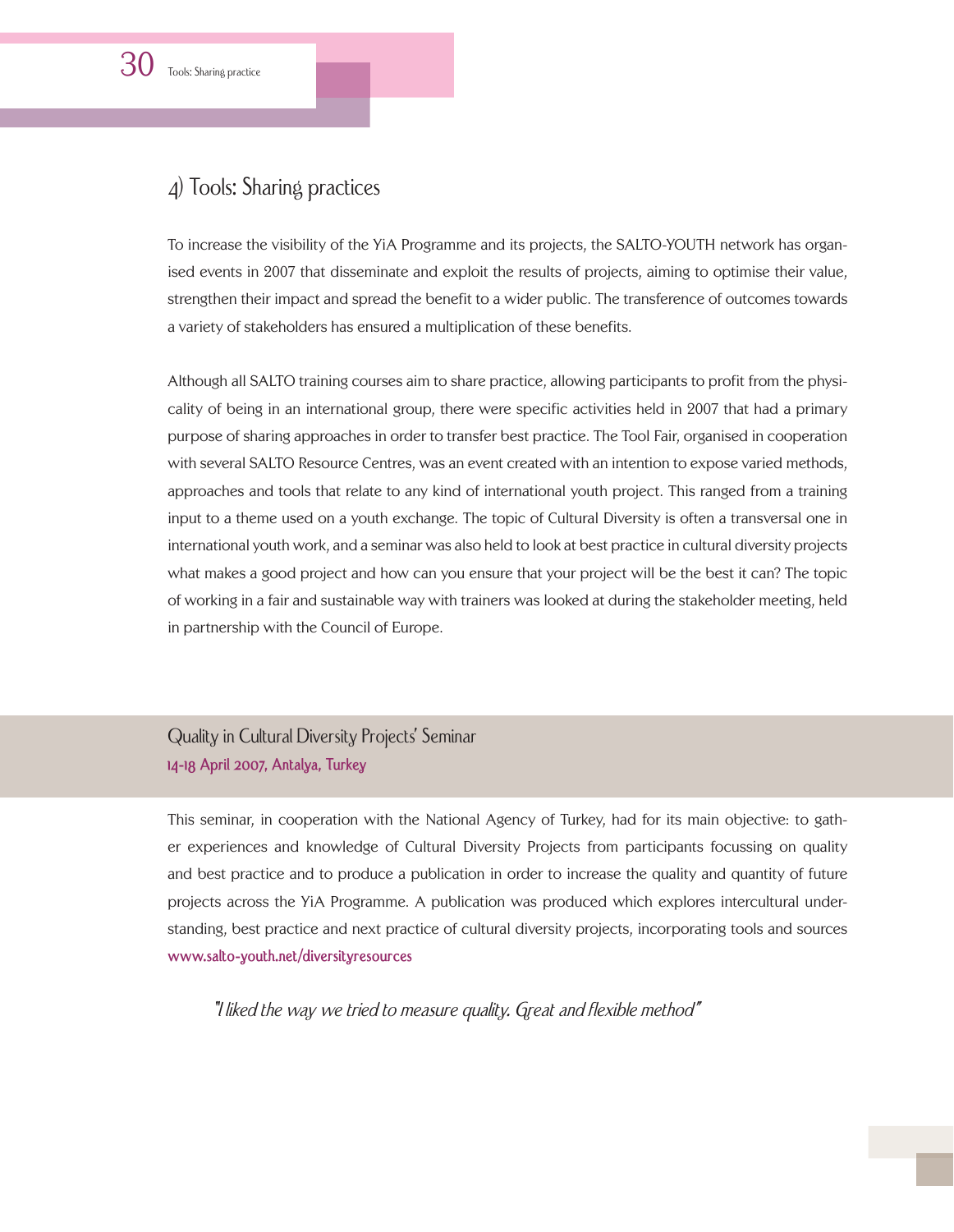## 4) Tools: Sharing practices

To increase the visibility of the YiA Programme and its projects, the SALTO-YOUTH network has organised events in 2007 that disseminate and exploit the results of projects, aiming to optimise their value, strengthen their impact and spread the benefit to a wider public. The transference of outcomes towards a variety of stakeholders has ensured a multiplication of these benefits.

Although all SALTO training courses aim to share practice, allowing participants to profit from the physicality of being in an international group, there were specific activities held in 2007 that had a primary purpose of sharing approaches in order to transfer best practice. The Tool Fair, organised in cooperation with several SALTO Resource Centres, was an event created with an intention to expose varied methods, approaches and tools that relate to any kind of international youth project. This ranged from a training input to a theme used on a youth exchange. The topic of Cultural Diversity is often a transversal one in international youth work, and a seminar was also held to look at best practice in cultural diversity projects what makes a good project and how can you ensure that your project will be the best it can? The topic of working in a fair and sustainable way with trainers was looked at during the stakeholder meeting, held in partnership with the Council of Europe.

### Quality in Cultural Diversity Projects' Seminar

**14-18 April 2007, Antalya, Turkey**

This seminar, in cooperation with the National Agency of Turkey, had for its main objective: to gather experiences and knowledge of Cultural Diversity Projects from participants focussing on quality and best practice and to produce a publication in order to increase the quality and quantity of future projects across the YiA Programme. A publication was produced which explores intercultural understanding, best practice and next practice of cultural diversity projects, incorporating tools and sources www.salto-youth.net/diversityresources

*"I liked the way we tried to measure quality. Great and flexible method"*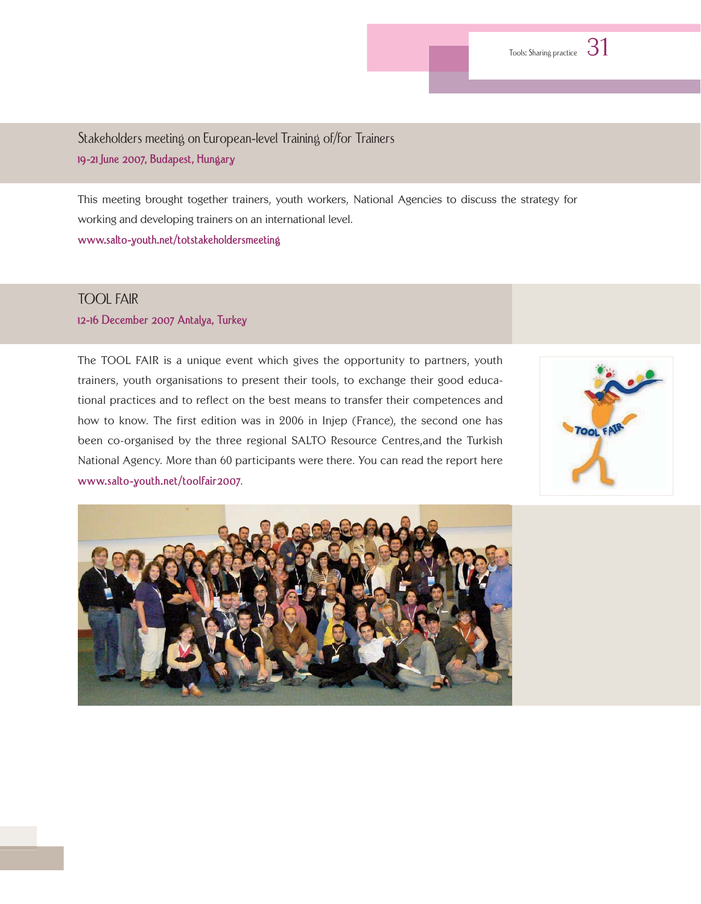## Stakeholders meeting on European-level Training of/for Trainers

**19-21 June 2007, Budapest, Hungary**

This meeting brought together trainers, youth workers, National Agencies to discuss the strategy for working and developing trainers on an international level.

www.salto-youth.net/totstakeholdersmeeting

## TOOL FAIR

**12-16 December 2007 Antalya, Turkey**

The TOOL FAIR is a unique event which gives the opportunity to partners, youth trainers, youth organisations to present their tools, to exchange their good educational practices and to reflect on the best means to transfer their competences and how to know. The first edition was in 2006 in Injep (France), the second one has been co-organised by the three regional SALTO Resource Centres,and the Turkish National Agency. More than 60 participants were there. You can read the report here www.salto-youth.net/toolfair2007.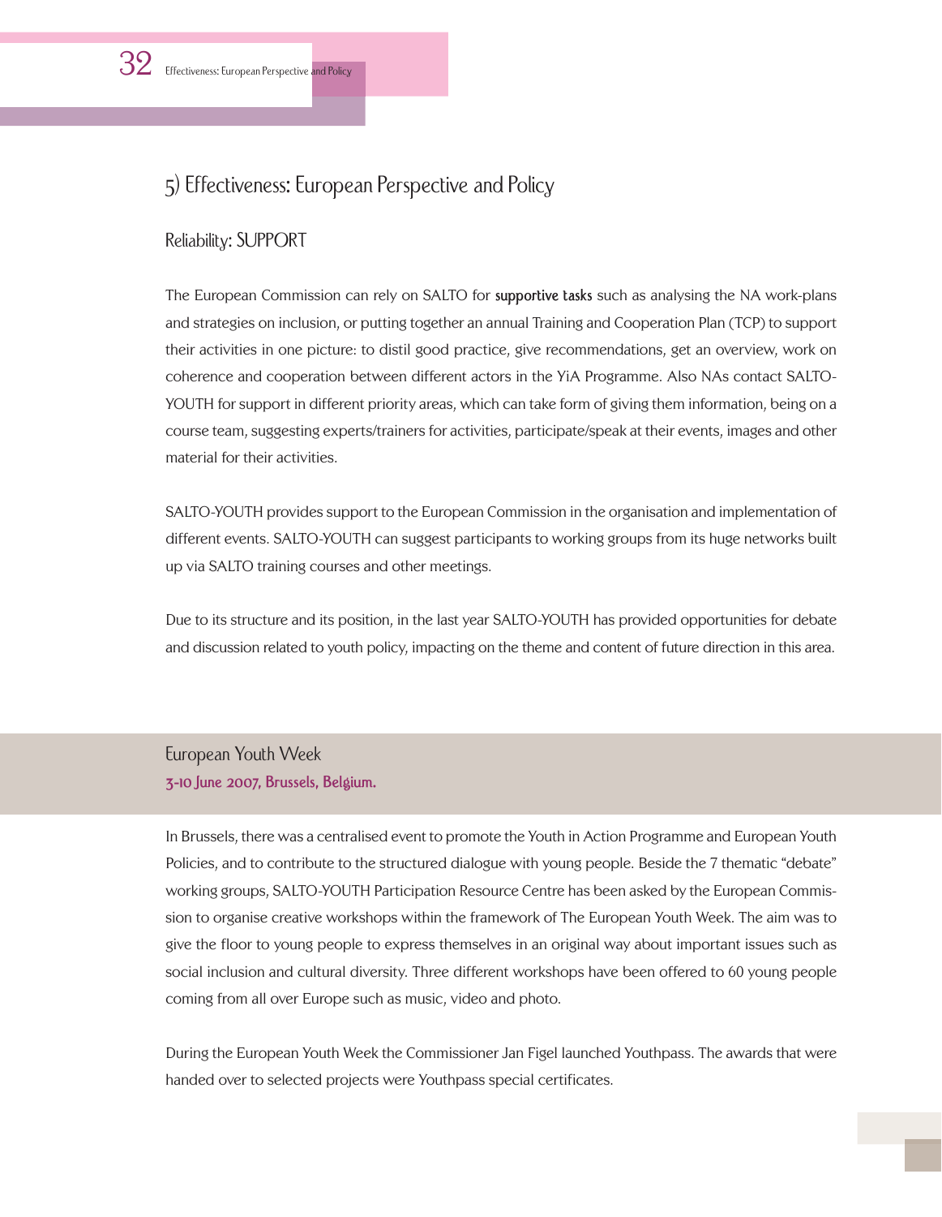## 5) Effectiveness: European Perspective and Policy

### Reliability: SUPPORT

The European Commission can rely on SALTO for **supportive tasks** such as analysing the NA work-plans and strategies on inclusion, or putting together an annual Training and Cooperation Plan (TCP) to support their activities in one picture: to distil good practice, give recommendations, get an overview, work on coherence and cooperation between different actors in the YiA Programme. Also NAs contact SALTO-YOUTH for support in different priority areas, which can take form of giving them information, being on a course team, suggesting experts/trainers for activities, participate/speak at their events, images and other material for their activities.

SALTO-YOUTH provides support to the European Commission in the organisation and implementation of different events. SALTO-YOUTH can suggest participants to working groups from its huge networks built up via SALTO training courses and other meetings.

Due to its structure and its position, in the last year SALTO-YOUTH has provided opportunities for debate and discussion related to youth policy, impacting on the theme and content of future direction in this area.

### European Youth Week

**3-10 June 2007, Brussels, Belgium.**

In Brussels, there was a centralised event to promote the Youth in Action Programme and European Youth Policies, and to contribute to the structured dialogue with young people. Beside the 7 thematic "debate" working groups, SALTO-YOUTH Participation Resource Centre has been asked by the European Commission to organise creative workshops within the framework of The European Youth Week. The aim was to give the floor to young people to express themselves in an original way about important issues such as social inclusion and cultural diversity. Three different workshops have been offered to 60 young people coming from all over Europe such as music, video and photo.

During the European Youth Week the Commissioner Jan Figel launched Youthpass. The awards that were handed over to selected projects were Youthpass special certificates.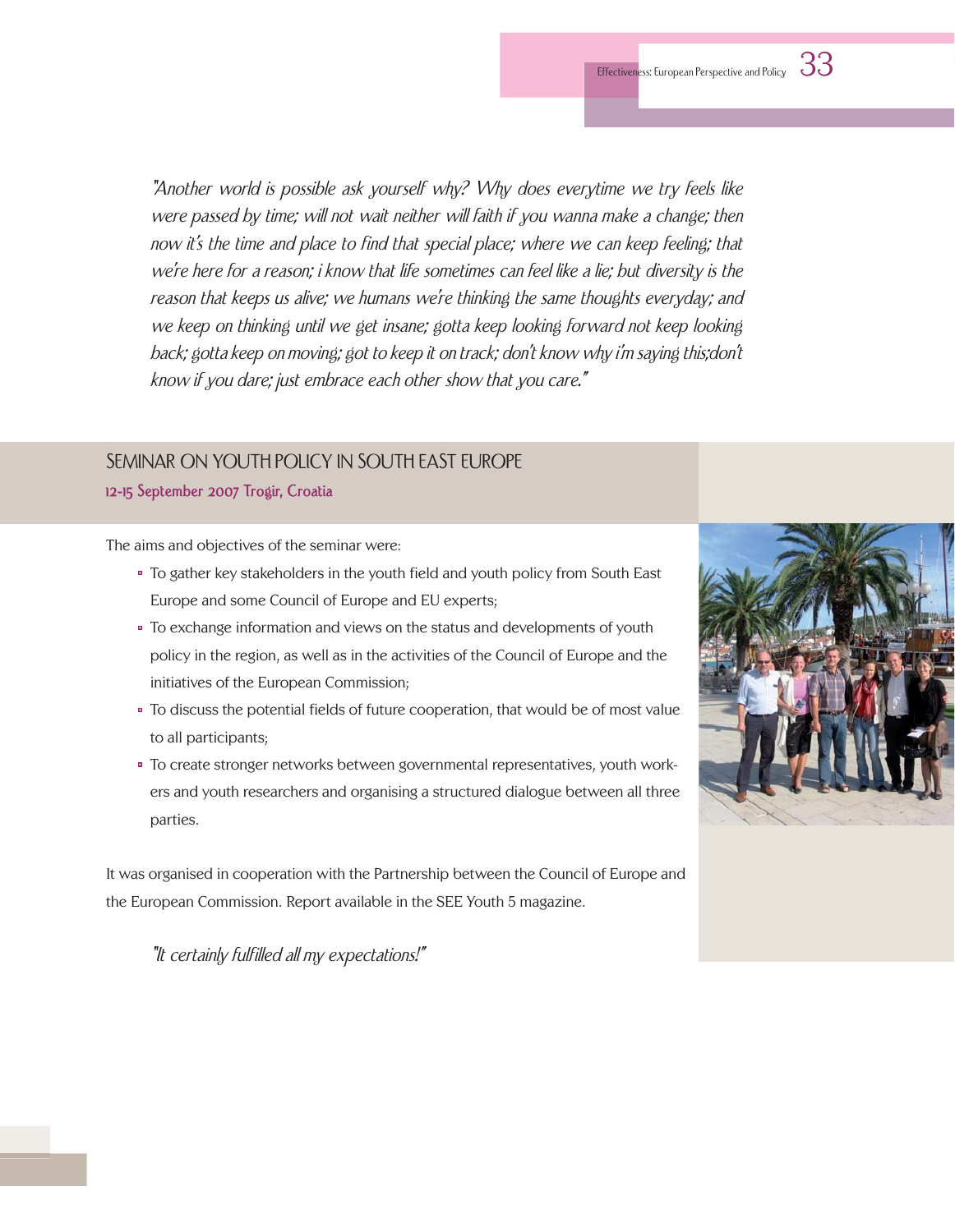*"Another world is possible ask yourself why? Why does everytime we try feels like were passed by time; will not wait neither will faith if you wanna make a change; then now it's the time and place to find that special place; where we can keep feeling; that we're here for a reason; i know that life sometimes can feel like a lie; but diversity is the reason that keeps us alive; we humans we're thinking the same thoughts everyday; and we keep on thinking until we get insane; gotta keep looking forward not keep looking back; gotta keep on moving; got to keep it on track; don't know why i'm saying this;don't know if you dare; just embrace each other show that you care."*

## SEMINAR ON YOUTH POLICY IN SOUTH EAST EUROPE

**12-15 September 2007 Trogir, Croatia**

The aims and objectives of the seminar were:

- To gather key stakeholders in the youth field and youth policy from South East Europe and some Council of Europe and EU experts;
- To exchange information and views on the status and developments of youth policy in the region, as well as in the activities of the Council of Europe and the initiatives of the European Commission;
- To discuss the potential fields of future cooperation, that would be of most value to all participants;
- To create stronger networks between governmental representatives, youth workers and youth researchers and organising a structured dialogue between all three parties.

It was organised in cooperation with the Partnership between the Council of Europe and the European Commission. Report available in the SEE Youth 5 magazine.

*"It certainly fulfilled all my expectations!"*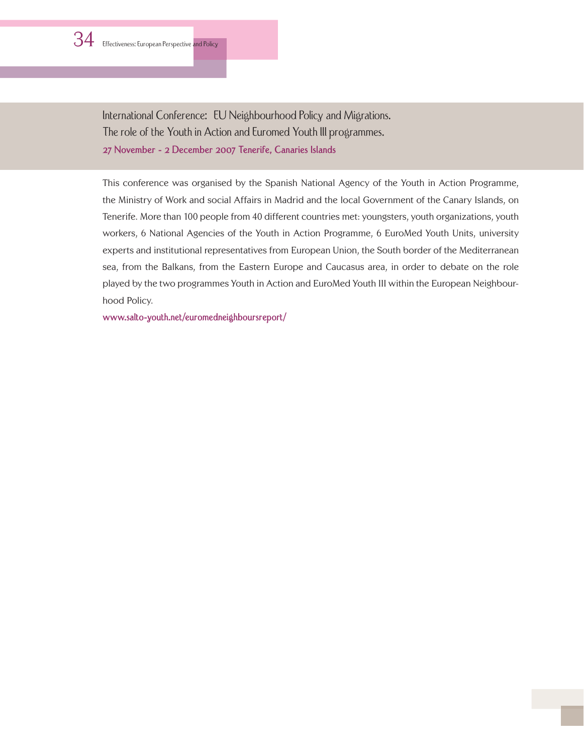## International Conference: EU Neighbourhood Policy and Migrations. The role of the Youth in Action and Euromed Youth III programmes.

**27 November - 2 December 2007 Tenerife, Canaries Islands**

This conference was organised by the Spanish National Agency of the Youth in Action Programme, the Ministry of Work and social Affairs in Madrid and the local Government of the Canary Islands, on Tenerife. More than 100 people from 40 different countries met: youngsters, youth organizations, youth workers, 6 National Agencies of the Youth in Action Programme, 6 EuroMed Youth Units, university experts and institutional representatives from European Union, the South border of the Mediterranean sea, from the Balkans, from the Eastern Europe and Caucasus area, in order to debate on the role played by the two programmes Youth in Action and EuroMed Youth III within the European Neighbourhood Policy.

www.salto-youth.net/euromedneighboursreport/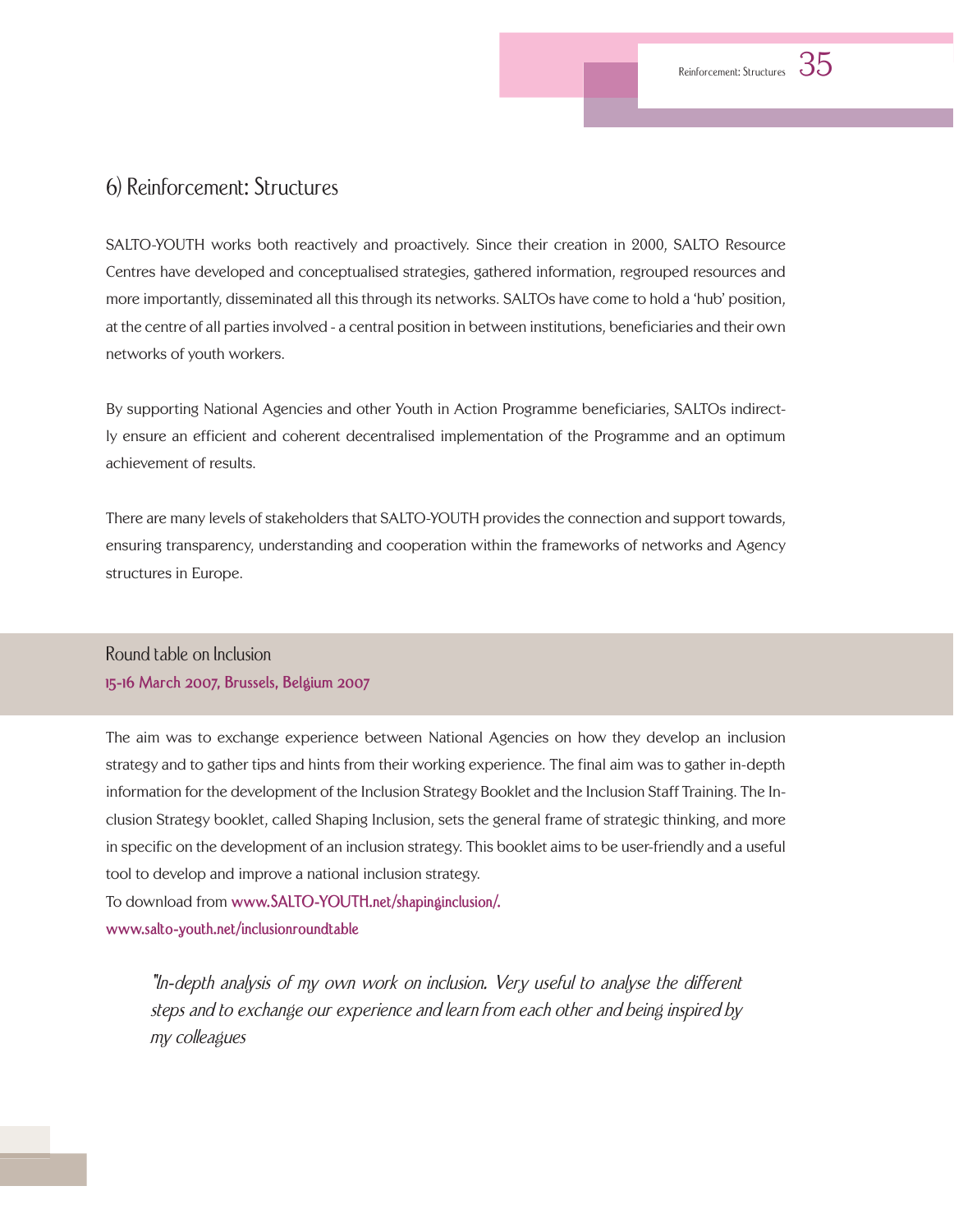## 6) Reinforcement: Structures

SALTO-YOUTH works both reactively and proactively. Since their creation in 2000, SALTO Resource Centres have developed and conceptualised strategies, gathered information, regrouped resources and more importantly, disseminated all this through its networks. SALTOs have come to hold a 'hub' position, at the centre of all parties involved - a central position in between institutions, beneficiaries and their own networks of youth workers.

By supporting National Agencies and other Youth in Action Programme beneficiaries, SALTOs indirectly ensure an efficient and coherent decentralised implementation of the Programme and an optimum achievement of results.

There are many levels of stakeholders that SALTO-YOUTH provides the connection and support towards, ensuring transparency, understanding and cooperation within the frameworks of networks and Agency structures in Europe.

### Round table on Inclusion

**15-16 March 2007, Brussels, Belgium 2007**

The aim was to exchange experience between National Agencies on how they develop an inclusion strategy and to gather tips and hints from their working experience. The final aim was to gather in-depth information for the development of the Inclusion Strategy Booklet and the Inclusion Staff Training. The Inclusion Strategy booklet, called Shaping Inclusion, sets the general frame of strategic thinking, and more in specific on the development of an inclusion strategy. This booklet aims to be user-friendly and a useful tool to develop and improve a national inclusion strategy.
To download from www.SALTO-YOUTH.net/shapinginclusion/.
www.salto-youth.net/inclusionroundtable

> *"In-depth analysis of my own work on inclusion. Very useful to analyse the different steps and to exchange our experience and learn from each other and being inspired by my colleagues*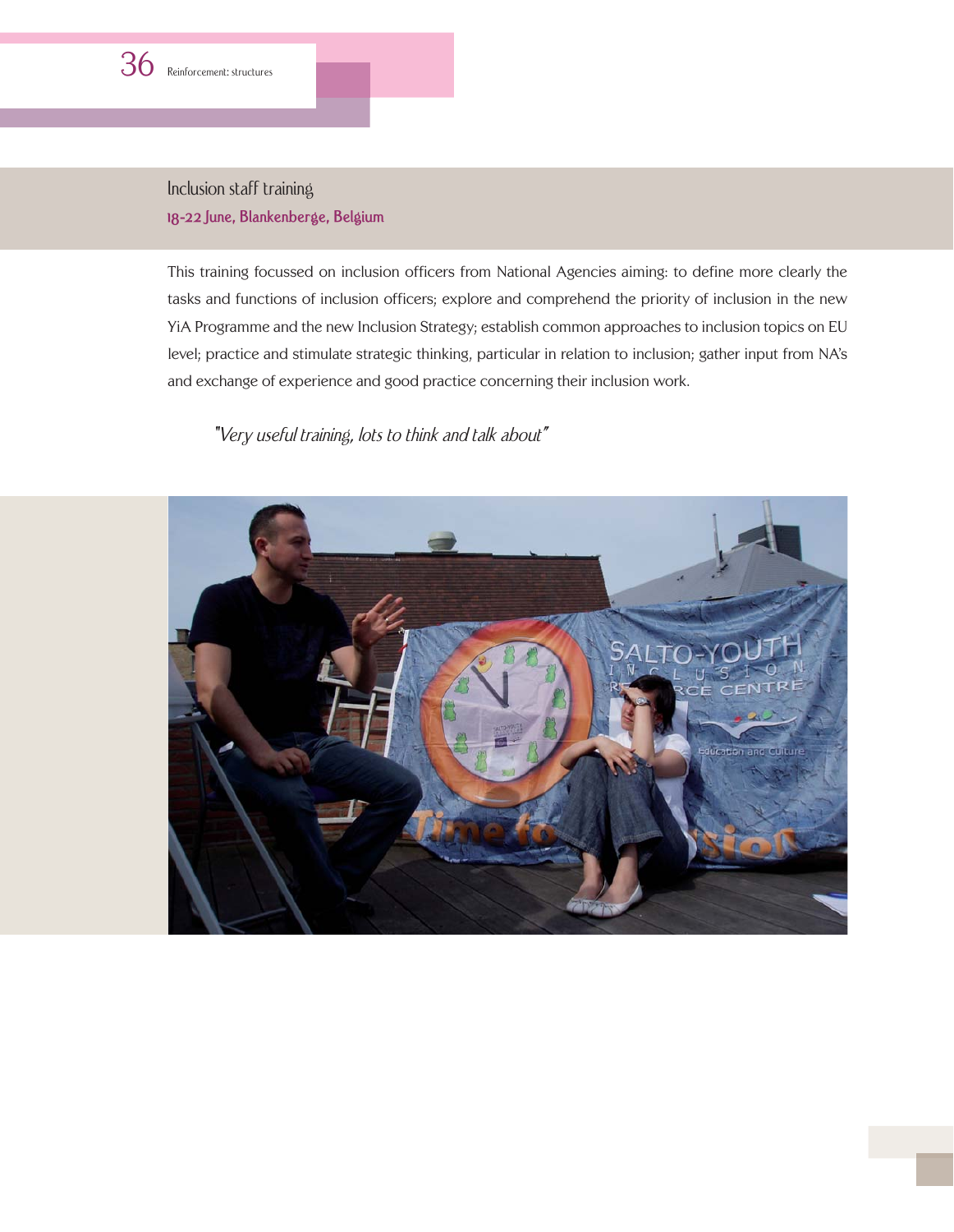## Inclusion staff training

**18-22 June, Blankenberge, Belgium**

This training focussed on inclusion officers from National Agencies aiming: to define more clearly the tasks and functions of inclusion officers; explore and comprehend the priority of inclusion in the new YiA Programme and the new Inclusion Strategy; establish common approaches to inclusion topics on EU level; practice and stimulate strategic thinking, particular in relation to inclusion; gather input from NA's and exchange of experience and good practice concerning their inclusion work.

*"Very useful training, lots to think and talk about"*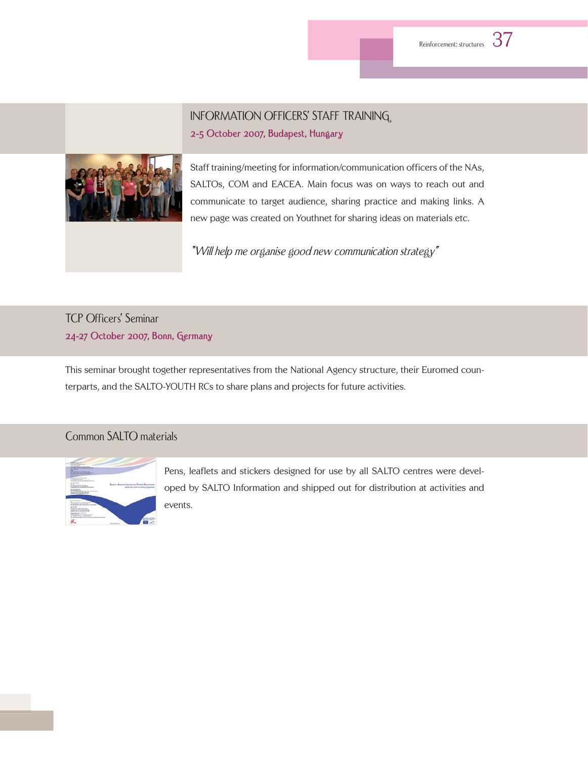## INFORMATION OFFICERS' STAFF TRAINING

**2-5 October 2007, Budapest, Hungary**

Staff training/meeting for information/communication officers of the NAs, SALTOs, COM and EACEA. Main focus was on ways to reach out and communicate to target audience, sharing practice and making links. A new page was created on Youthnet for sharing ideas on materials etc.

*"Will help me organise good new communication strategy"*

## TCP Officers' Seminar

**24-27 October 2007, Bonn, Germany**

This seminar brought together representatives from the National Agency structure, their Euromed counterparts, and the SALTO-YOUTH RCs to share plans and projects for future activities.

## Common SALTO materials

Pens, leaflets and stickers designed for use by all SALTO centres were developed by SALTO Information and shipped out for distribution at activities and events.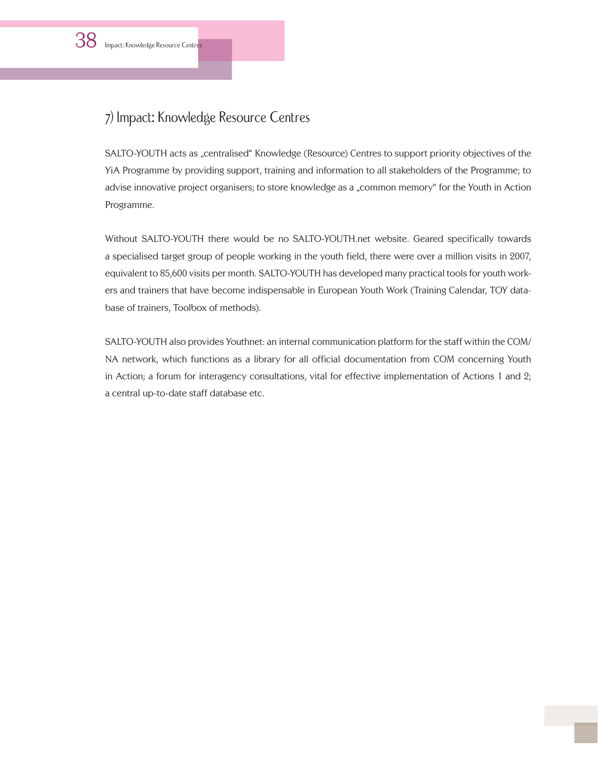## 7) Impact: Knowledge Resource Centres

SALTO-YOUTH acts as „centralised“ Knowledge (Resource) Centres to support priority objectives of the YiA Programme by providing support, training and information to all stakeholders of the Programme; to advise innovative project organisers; to store knowledge as a „common memory“ for the Youth in Action Programme.

Without SALTO-YOUTH there would be no SALTO-YOUTH.net website. Geared specifically towards a specialised target group of people working in the youth field, there were over a million visits in 2007, equivalent to 85,600 visits per month. SALTO-YOUTH has developed many practical tools for youth workers and trainers that have become indispensable in European Youth Work (Training Calendar, TOY database of trainers, Toolbox of methods).

SALTO-YOUTH also provides Youthnet: an internal communication platform for the staff within the COM/NA network, which functions as a library for all official documentation from COM concerning Youth in Action; a forum for interagency consultations, vital for effective implementation of Actions 1 and 2; a central up-to-date staff database etc.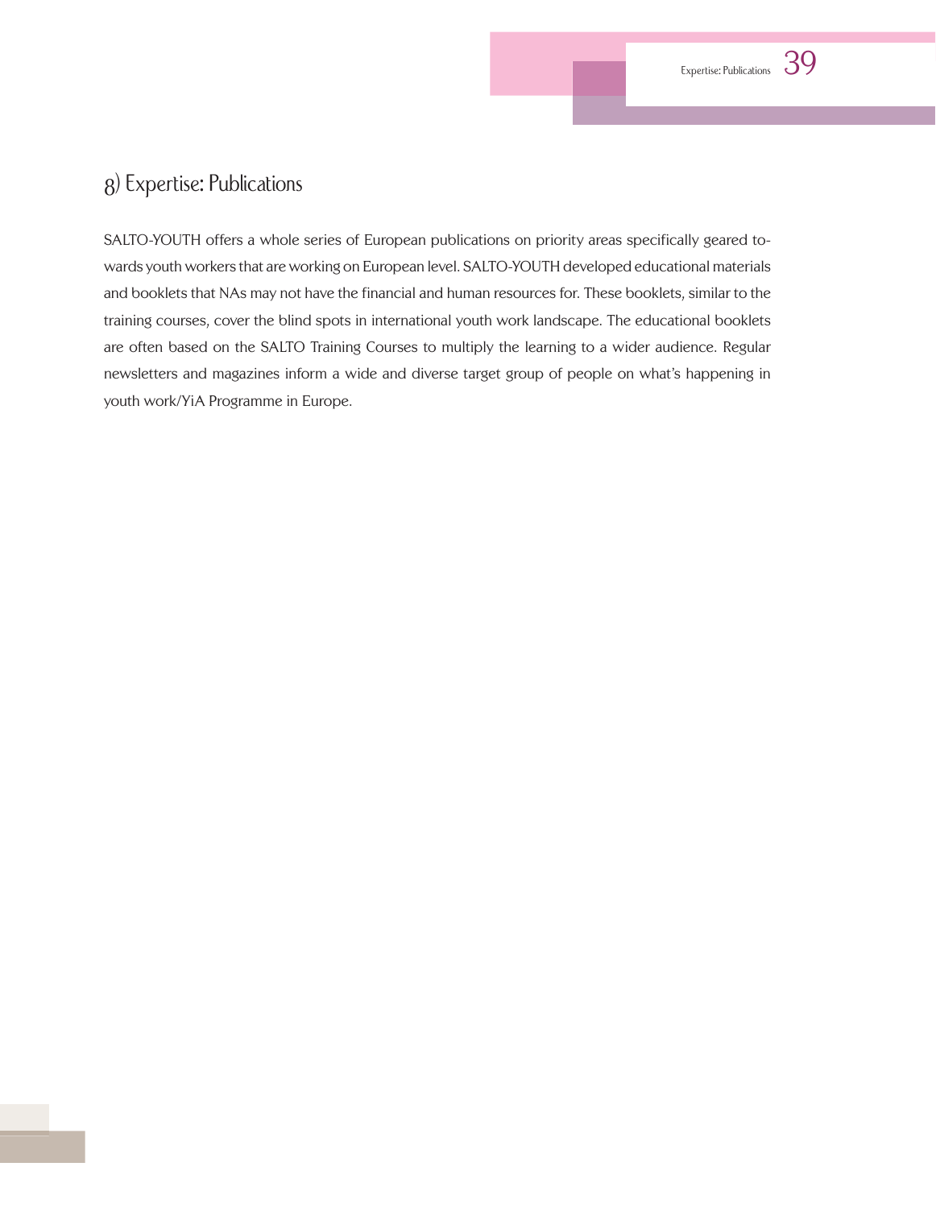## 8) Expertise: Publications

SALTO-YOUTH offers a whole series of European publications on priority areas specifically geared towards youth workers that are working on European level. SALTO-YOUTH developed educational materials and booklets that NAs may not have the financial and human resources for. These booklets, similar to the training courses, cover the blind spots in international youth work landscape. The educational booklets are often based on the SALTO Training Courses to multiply the learning to a wider audience. Regular newsletters and magazines inform a wide and diverse target group of people on what's happening in youth work/YiA Programme in Europe.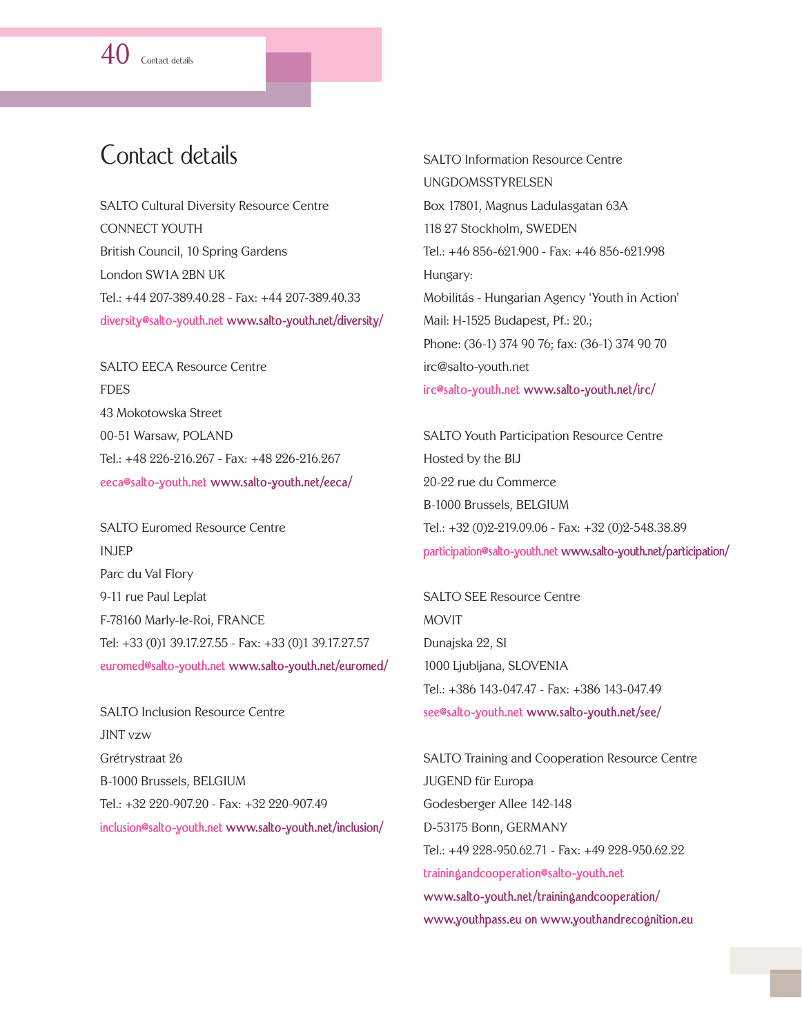# Contact details

SALTO Cultural Diversity Resource Centre
CONNECT YOUTH
British Council, 10 Spring Gardens
London SW1A 2BN UK
Tel.: +44 207-389.40.28 - Fax: +44 207-389.40.33
diversity@salto-youth.net www.salto-youth.net/diversity/

SALTO EECA Resource Centre
FDES
43 Mokotowska Street
00-51 Warsaw, POLAND
Tel.: +48 226-216.267 - Fax: +48 226-216.267
eeca@salto-youth.net www.salto-youth.net/eeca/

SALTO Euromed Resource Centre
INJEP
Parc du Val Flory
9-11 rue Paul Leplat
F-78160 Marly-le-Roi, FRANCE
Tel: +33 (0)1 39.17.27.55 - Fax: +33 (0)1 39.17.27.57
euromed@salto-youth.net www.salto-youth.net/euromed/

SALTO Inclusion Resource Centre
JINT vzw
Grétrystraat 26
B-1000 Brussels, BELGIUM
Tel.: +32 220-907.20 - Fax: +32 220-907.49
inclusion@salto-youth.net www.salto-youth.net/inclusion/

SALTO Information Resource Centre
UNGDOMSSTYRELSEN
Box 17801, Magnus Ladulasgatan 63A
118 27 Stockholm, SWEDEN
Tel.: +46 856-621.900 - Fax: +46 856-621.998
Hungary:
Mobilitás - Hungarian Agency 'Youth in Action'
Mail: H-1525 Budapest, Pf.: 20.;
Phone: (36-1) 374 90 76; fax: (36-1) 374 90 70
irc@salto-youth.net
irc@salto-youth.net www.salto-youth.net/irc/

SALTO Youth Participation Resource Centre
Hosted by the BIJ
20-22 rue du Commerce
B-1000 Brussels, BELGIUM
Tel.: +32 (0)2-219.09.06 - Fax: +32 (0)2-548.38.89
participation@salto-youth.net www.salto-youth.net/participation/

SALTO SEE Resource Centre
MOVIT
Dunajska 22, SI
1000 Ljubljana, SLOVENIA
Tel.: +386 143-047.47 - Fax: +386 143-047.49
see@salto-youth.net www.salto-youth.net/see/

SALTO Training and Cooperation Resource Centre
JUGEND für Europa
Godesberger Allee 142-148
D-53175 Bonn, GERMANY
Tel.: +49 228-950.62.71 - Fax: +49 228-950.62.22
trainingandcooperation@salto-youth.net
www.salto-youth.net/trainingandcooperation/
www.youthpass.eu on www.youthandrecognition.eu